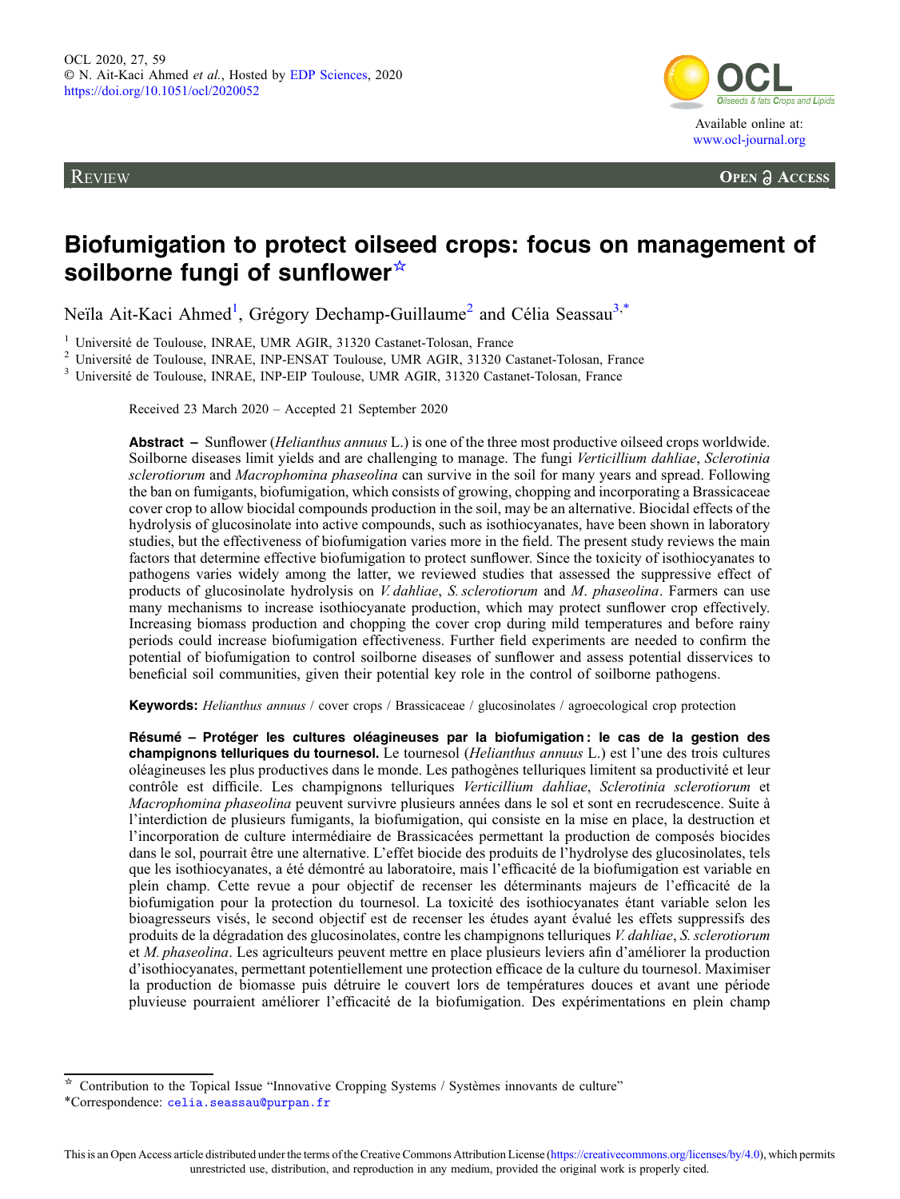Review | Open Access

# Biofumigation to protect oilseed crops: focus on management of soilborne fungi of sunflower☆

Neïla Ait-Kaci Ahmed[1], Grégory Dechamp-Guillaume[2] and Célia Seassau[3,*]

[1] Université de Toulouse, INRAE, UMR AGIR, 31320 Castanet-Tolosan, France
[2] Université de Toulouse, INRAE, INP-ENSAT Toulouse, UMR AGIR, 31320 Castanet-Tolosan, France
[3] Université de Toulouse, INRAE, INP-EIP Toulouse, UMR AGIR, 31320 Castanet-Tolosan, France

Received 23 March 2020 – Accepted 21 September 2020

**Abstract** – Sunflower (*Helianthus annuus* L.) is one of the three most productive oilseed crops worldwide. Soilborne diseases limit yields and are challenging to manage. The fungi *Verticillium dahliae*, *Sclerotinia sclerotiorum* and *Macrophomina phaseolina* can survive in the soil for many years and spread. Following the ban on fumigants, biofumigation, which consists of growing, chopping and incorporating a Brassicaceae cover crop to allow biocidal compounds production in the soil, may be an alternative. Biocidal effects of the hydrolysis of glucosinolate into active compounds, such as isothiocyanates, have been shown in laboratory studies, but the effectiveness of biofumigation varies more in the field. The present study reviews the main factors that determine effective biofumigation to protect sunflower. Since the toxicity of isothiocyanates to pathogens varies widely among the latter, we reviewed studies that assessed the suppressive effect of products of glucosinolate hydrolysis on *V. dahliae*, *S. sclerotiorum* and *M. phaseolina*. Farmers can use many mechanisms to increase isothiocyanate production, which may protect sunflower crop effectively. Increasing biomass production and chopping the cover crop during mild temperatures and before rainy periods could increase biofumigation effectiveness. Further field experiments are needed to confirm the potential of biofumigation to control soilborne diseases of sunflower and assess potential disservices to beneficial soil communities, given their potential key role in the control of soilborne pathogens.

**Keywords:** *Helianthus annuus* / cover crops / Brassicaceae / glucosinolates / agroecological crop protection

**Résumé – Protéger les cultures oléagineuses par la biofumigation : le cas de la gestion des champignons telluriques du tournesol.** Le tournesol (*Helianthus annuus* L.) est l'une des trois cultures oléagineuses les plus productives dans le monde. Les pathogènes telluriques limitent sa productivité et leur contrôle est difficile. Les champignons telluriques *Verticillium dahliae*, *Sclerotinia sclerotiorum* et *Macrophomina phaseolina* peuvent survivre plusieurs années dans le sol et sont en recrudescence. Suite à l'interdiction de plusieurs fumigants, la biofumigation, qui consiste en la mise en place, la destruction et l'incorporation de culture intermédiaire de Brassicacées permettant la production de composés biocides dans le sol, pourrait être une alternative. L'effet biocide des produits de l'hydrolyse des glucosinolates, tels que les isothiocyanates, a été démontré au laboratoire, mais l'efficacité de la biofumigation est variable en plein champ. Cette revue a pour objectif de recenser les déterminants majeurs de l'efficacité de la biofumigation pour la protection du tournesol. La toxicité des isothiocyanates étant variable selon les bioagresseurs visés, le second objectif est de recenser les études ayant évalué les effets suppressifs des produits de la dégradation des glucosinolates, contre les champignons telluriques *V. dahliae*, *S. sclerotiorum* et *M. phaseolina*. Les agriculteurs peuvent mettre en place plusieurs leviers afin d'améliorer la production d'isothiocyanates, permettant potentiellement une protection efficace de la culture du tournesol. Maximiser la production de biomasse puis détruire le couvert lors de températures douces et avant une période pluvieuse pourraient améliorer l'efficacité de la biofumigation. Des expérimentations en plein champ

☆ Contribution to the Topical Issue "Innovative Cropping Systems / Systèmes innovants de culture"
*Correspondence: celia.seassau@purpan.fr

This is an Open Access article distributed under the terms of the Creative Commons Attribution License (https://creativecommons.org/licenses/by/4.0), which permits unrestricted use, distribution, and reproduction in any medium, provided the original work is properly cited.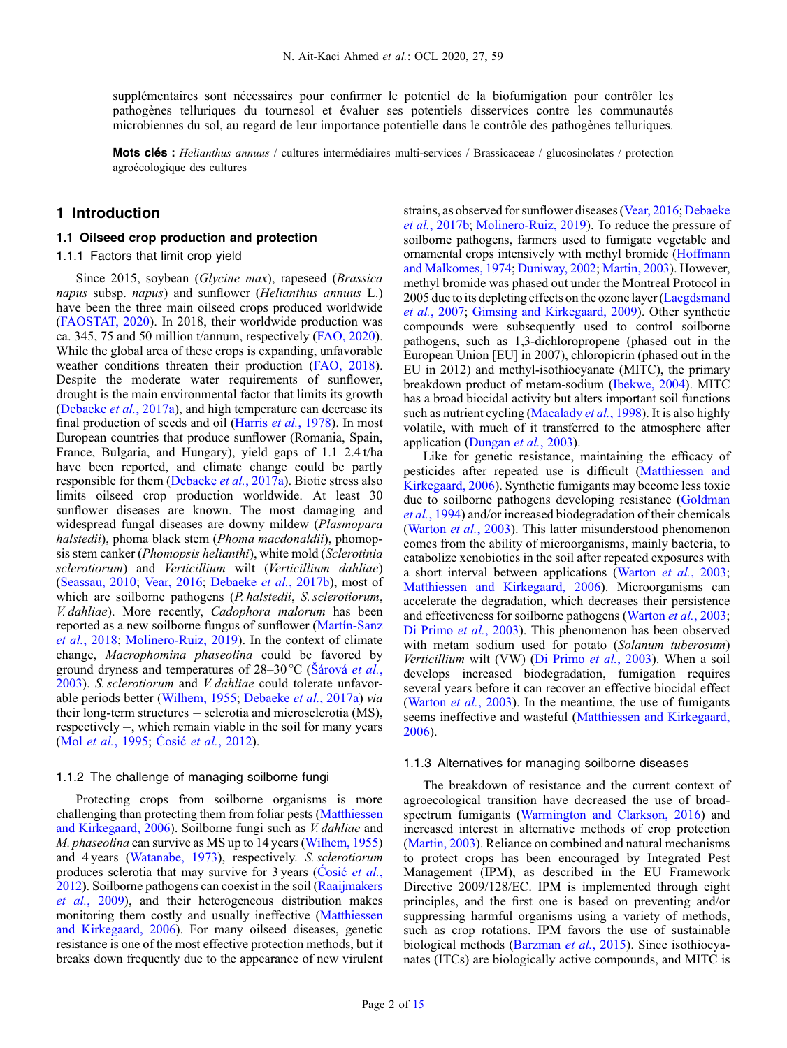supplémentaires sont nécessaires pour confirmer le potentiel de la biofumigation pour contrôler les pathogènes telluriques du tournesol et évaluer ses potentiels disservices contre les communautés microbiennes du sol, au regard de leur importance potentielle dans le contrôle des pathogènes telluriques.

**Mots clés :** *Helianthus annuus* / cultures intermédiaires multi-services / Brassicaceae / glucosinolates / protection agroécologique des cultures

## 1 Introduction

### 1.1 Oilseed crop production and protection

#### 1.1.1 Factors that limit crop yield

Since 2015, soybean (*Glycine max*), rapeseed (*Brassica napus* subsp. *napus*) and sunflower (*Helianthus annuus* L.) have been the three main oilseed crops produced worldwide (FAOSTAT, 2020). In 2018, their worldwide production was ca. 345, 75 and 50 million t/annum, respectively (FAO, 2020). While the global area of these crops is expanding, unfavorable weather conditions threaten their production (FAO, 2018). Despite the moderate water requirements of sunflower, drought is the main environmental factor that limits its growth (Debaeke *et al.*, 2017a), and high temperature can decrease its final production of seeds and oil (Harris *et al.*, 1978). In most European countries that produce sunflower (Romania, Spain, France, Bulgaria, and Hungary), yield gaps of 1.1–2.4 t/ha have been reported, and climate change could be partly responsible for them (Debaeke *et al.*, 2017a). Biotic stress also limits oilseed crop production worldwide. At least 30 sunflower diseases are known. The most damaging and widespread fungal diseases are downy mildew (*Plasmopara halstedii*), phoma black stem (*Phoma macdonaldii*), phomopsis stem canker (*Phomopsis helianthi*), white mold (*Sclerotinia sclerotiorum*) and *Verticillium* wilt (*Verticillium dahliae*) (Seassau, 2010; Vear, 2016; Debaeke *et al.*, 2017b), most of which are soilborne pathogens (*P. halstedii*, *S. sclerotiorum*, *V. dahliae*). More recently, *Cadophora malorum* has been reported as a new soilborne fungus of sunflower (Martín-Sanz *et al.*, 2018; Molinero-Ruiz, 2019). In the context of climate change, *Macrophomina phaseolina* could be favored by ground dryness and temperatures of 28–30 °C (Šárová *et al.*, 2003). *S. sclerotiorum* and *V. dahliae* could tolerate unfavorable periods better (Wilhem, 1955; Debaeke *et al.*, 2017a) *via* their long-term structures – sclerotia and microsclerotia (MS), respectively –, which remain viable in the soil for many years (Mol *et al.*, 1995; Ćosić *et al.*, 2012).

#### 1.1.2 The challenge of managing soilborne fungi

Protecting crops from soilborne organisms is more challenging than protecting them from foliar pests (Matthiessen and Kirkegaard, 2006). Soilborne fungi such as *V. dahliae* and *M. phaseolina* can survive as MS up to 14 years (Wilhem, 1955) and 4 years (Watanabe, 1973), respectively. *S. sclerotiorum* produces sclerotia that may survive for 3 years (Ćosić *et al.*, 2012). Soilborne pathogens can coexist in the soil (Raaijmakers *et al.*, 2009), and their heterogeneous distribution makes monitoring them costly and usually ineffective (Matthiessen and Kirkegaard, 2006). For many oilseed diseases, genetic resistance is one of the most effective protection methods, but it breaks down frequently due to the appearance of new virulent strains, as observed for sunflower diseases (Vear, 2016; Debaeke *et al.*, 2017b; Molinero-Ruiz, 2019). To reduce the pressure of soilborne pathogens, farmers used to fumigate vegetable and ornamental crops intensively with methyl bromide (Hoffmann and Malkomes, 1974; Duniway, 2002; Martin, 2003). However, methyl bromide was phased out under the Montreal Protocol in 2005 due to its depleting effects on the ozone layer (Laegdsmand *et al.*, 2007; Gimsing and Kirkegaard, 2009). Other synthetic compounds were subsequently used to control soilborne pathogens, such as 1,3-dichloropropene (phased out in the European Union [EU] in 2007), chloropicrin (phased out in the EU in 2012) and methyl-isothiocyanate (MITC), the primary breakdown product of metam-sodium (Ibekwe, 2004). MITC has a broad biocidal activity but alters important soil functions such as nutrient cycling (Macalady *et al.*, 1998). It is also highly volatile, with much of it transferred to the atmosphere after application (Dungan *et al.*, 2003).

Like for genetic resistance, maintaining the efficacy of pesticides after repeated use is difficult (Matthiessen and Kirkegaard, 2006). Synthetic fumigants may become less toxic due to soilborne pathogens developing resistance (Goldman *et al.*, 1994) and/or increased biodegradation of their chemicals (Warton *et al.*, 2003). This latter misunderstood phenomenon comes from the ability of microorganisms, mainly bacteria, to catabolize xenobiotics in the soil after repeated exposures with a short interval between applications (Warton *et al.*, 2003; Matthiessen and Kirkegaard, 2006). Microorganisms can accelerate the degradation, which decreases their persistence and effectiveness for soilborne pathogens (Warton *et al.*, 2003; Di Primo *et al.*, 2003). This phenomenon has been observed with metam sodium used for potato (*Solanum tuberosum*) *Verticillium* wilt (VW) (Di Primo *et al.*, 2003). When a soil develops increased biodegradation, fumigation requires several years before it can recover an effective biocidal effect (Warton *et al.*, 2003). In the meantime, the use of fumigants seems ineffective and wasteful (Matthiessen and Kirkegaard, 2006).

#### 1.1.3 Alternatives for managing soilborne diseases

The breakdown of resistance and the current context of agroecological transition have decreased the use of broad-spectrum fumigants (Warmington and Clarkson, 2016) and increased interest in alternative methods of crop protection (Martin, 2003). Reliance on combined and natural mechanisms to protect crops has been encouraged by Integrated Pest Management (IPM), as described in the EU Framework Directive 2009/128/EC. IPM is implemented through eight principles, and the first one is based on preventing and/or suppressing harmful organisms using a variety of methods, such as crop rotations. IPM favors the use of sustainable biological methods (Barzman *et al.*, 2015). Since isothiocyanates (ITCs) are biologically active compounds, and MITC is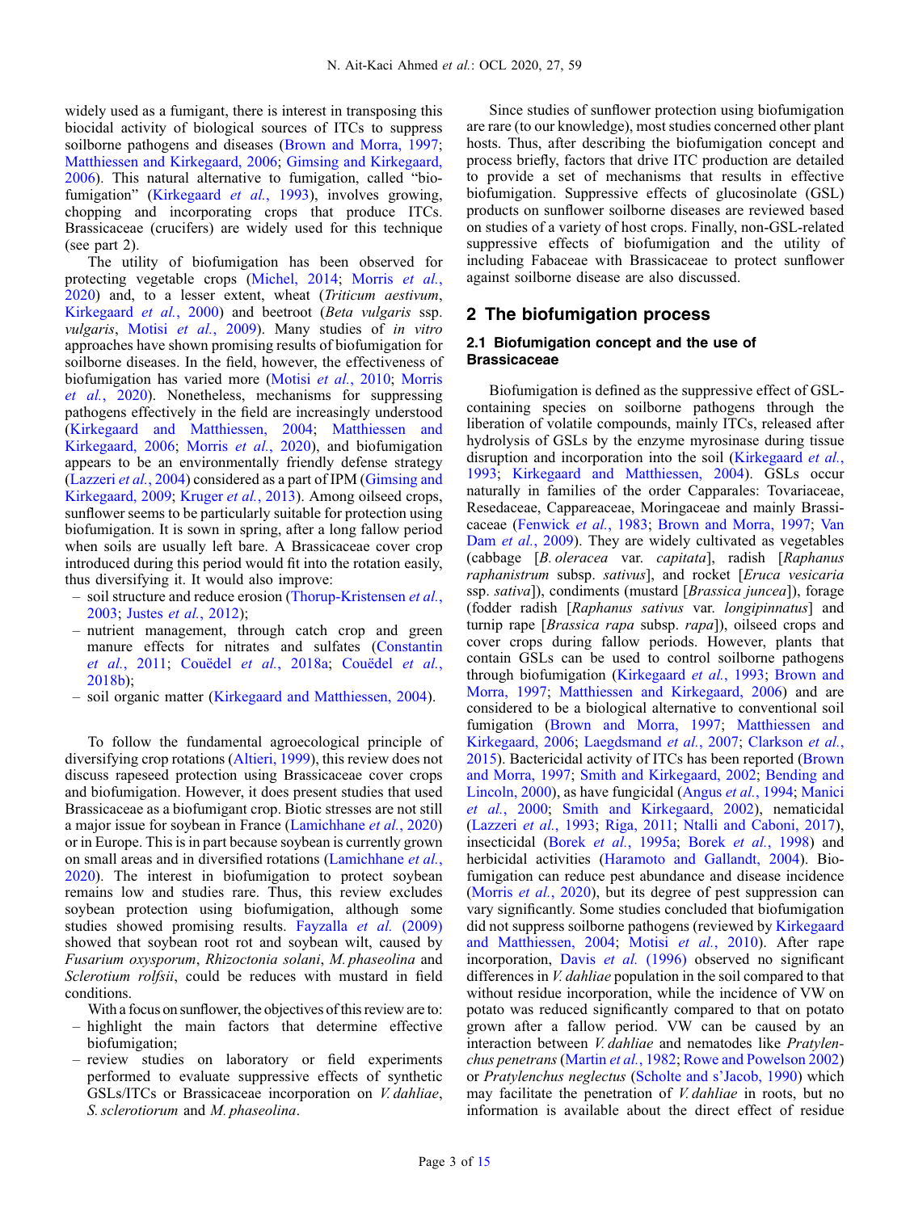widely used as a fumigant, there is interest in transposing this biocidal activity of biological sources of ITCs to suppress soilborne pathogens and diseases (Brown and Morra, 1997; Matthiessen and Kirkegaard, 2006; Gimsing and Kirkegaard, 2006). This natural alternative to fumigation, called "biofumigation" (Kirkegaard *et al.*, 1993), involves growing, chopping and incorporating crops that produce ITCs. Brassicaceae (crucifers) are widely used for this technique (see part 2).

The utility of biofumigation has been observed for protecting vegetable crops (Michel, 2014; Morris *et al.*, 2020) and, to a lesser extent, wheat (*Triticum aestivum*, Kirkegaard *et al.*, 2000) and beetroot (*Beta vulgaris* ssp. *vulgaris*, Motisi *et al.*, 2009). Many studies of *in vitro* approaches have shown promising results of biofumigation for soilborne diseases. In the field, however, the effectiveness of biofumigation has varied more (Motisi *et al.*, 2010; Morris *et al.*, 2020). Nonetheless, mechanisms for suppressing pathogens effectively in the field are increasingly understood (Kirkegaard and Matthiessen, 2004; Matthiessen and Kirkegaard, 2006; Morris *et al.*, 2020), and biofumigation appears to be an environmentally friendly defense strategy (Lazzeri *et al.*, 2004) considered as a part of IPM (Gimsing and Kirkegaard, 2009; Kruger *et al.*, 2013). Among oilseed crops, sunflower seems to be particularly suitable for protection using biofumigation. It is sown in spring, after a long fallow period when soils are usually left bare. A Brassicaceae cover crop introduced during this period would fit into the rotation easily, thus diversifying it. It would also improve:

- soil structure and reduce erosion (Thorup-Kristensen *et al.*, 2003; Justes *et al.*, 2012);
- nutrient management, through catch crop and green manure effects for nitrates and sulfates (Constantin *et al.*, 2011; Couëdel *et al.*, 2018a; Couëdel *et al.*, 2018b);
- soil organic matter (Kirkegaard and Matthiessen, 2004).

To follow the fundamental agroecological principle of diversifying crop rotations (Altieri, 1999), this review does not discuss rapeseed protection using Brassicaceae cover crops and biofumigation. However, it does present studies that used Brassicaceae as a biofumigant crop. Biotic stresses are not still a major issue for soybean in France (Lamichhane *et al.*, 2020) or in Europe. This is in part because soybean is currently grown on small areas and in diversified rotations (Lamichhane *et al.*, 2020). The interest in biofumigation to protect soybean remains low and studies rare. Thus, this review excludes soybean protection using biofumigation, although some studies showed promising results. Fayzalla *et al.* (2009) showed that soybean root rot and soybean wilt, caused by *Fusarium oxysporum*, *Rhizoctonia solani*, *M. phaseolina* and *Sclerotium rolfsii*, could be reduces with mustard in field conditions.

With a focus on sunflower, the objectives of this review are to:

- highlight the main factors that determine effective biofumigation;
- review studies on laboratory or field experiments performed to evaluate suppressive effects of synthetic GSLs/ITCs or Brassicaceae incorporation on *V. dahliae*, *S. sclerotiorum* and *M. phaseolina*.

Since studies of sunflower protection using biofumigation are rare (to our knowledge), most studies concerned other plant hosts. Thus, after describing the biofumigation concept and process briefly, factors that drive ITC production are detailed to provide a set of mechanisms that results in effective biofumigation. Suppressive effects of glucosinolate (GSL) products on sunflower soilborne diseases are reviewed based on studies of a variety of host crops. Finally, non-GSL-related suppressive effects of biofumigation and the utility of including Fabaceae with Brassicaceae to protect sunflower against soilborne disease are also discussed.

## 2 The biofumigation process

### 2.1 Biofumigation concept and the use of Brassicaceae

Biofumigation is defined as the suppressive effect of GSL-containing species on soilborne pathogens through the liberation of volatile compounds, mainly ITCs, released after hydrolysis of GSLs by the enzyme myrosinase during tissue disruption and incorporation into the soil (Kirkegaard *et al.*, 1993; Kirkegaard and Matthiessen, 2004). GSLs occur naturally in families of the order Capparales: Tovariaceae, Resedaceae, Cappareaceae, Moringaceae and mainly Brassicaceae (Fenwick *et al.*, 1983; Brown and Morra, 1997; Van Dam *et al.*, 2009). They are widely cultivated as vegetables (cabbage [*B. oleracea* var. *capitata*], radish [*Raphanus raphanistrum* subsp. *sativus*], and rocket [*Eruca vesicaria* ssp. *sativa*]), condiments (mustard [*Brassica juncea*]), forage (fodder radish [*Raphanus sativus* var. *longipinnatus*] and turnip rape [*Brassica rapa* subsp. *rapa*]), oilseed crops and cover crops during fallow periods. However, plants that contain GSLs can be used to control soilborne pathogens through biofumigation (Kirkegaard *et al.*, 1993; Brown and Morra, 1997; Matthiessen and Kirkegaard, 2006) and are considered to be a biological alternative to conventional soil fumigation (Brown and Morra, 1997; Matthiessen and Kirkegaard, 2006; Laegdsmand *et al.*, 2007; Clarkson *et al.*, 2015). Bactericidal activity of ITCs has been reported (Brown and Morra, 1997; Smith and Kirkegaard, 2002; Bending and Lincoln, 2000), as have fungicidal (Angus *et al.*, 1994; Manici *et al.*, 2000; Smith and Kirkegaard, 2002), nematicidal (Lazzeri *et al.*, 1993; Riga, 2011; Ntalli and Caboni, 2017), insecticidal (Borek *et al.*, 1995a; Borek *et al.*, 1998) and herbicidal activities (Haramoto and Gallandt, 2004). Biofumigation can reduce pest abundance and disease incidence (Morris *et al.*, 2020), but its degree of pest suppression can vary significantly. Some studies concluded that biofumigation did not suppress soilborne pathogens (reviewed by Kirkegaard and Matthiessen, 2004; Motisi *et al.*, 2010). After rape incorporation, Davis *et al.* (1996) observed no significant differences in *V. dahliae* population in the soil compared to that without residue incorporation, while the incidence of VW on potato was reduced significantly compared to that on potato grown after a fallow period. VW can be caused by an interaction between *V. dahliae* and nematodes like *Pratylenchus penetrans* (Martin *et al.*, 1982; Rowe and Powelson 2002) or *Pratylenchus neglectus* (Scholte and s'Jacob, 1990) which may facilitate the penetration of *V. dahliae* in roots, but no information is available about the direct effect of residue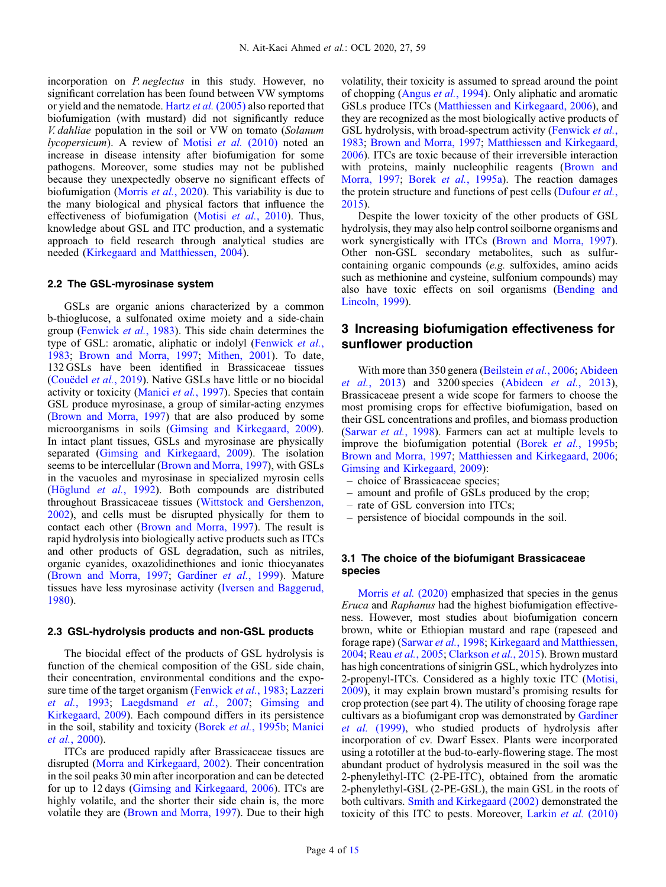incorporation on *P. neglectus* in this study. However, no significant correlation has been found between VW symptoms or yield and the nematode. Hartz *et al.* (2005) also reported that biofumigation (with mustard) did not significantly reduce *V. dahliae* population in the soil or VW on tomato (*Solanum lycopersicum*). A review of Motisi *et al.* (2010) noted an increase in disease intensity after biofumigation for some pathogens. Moreover, some studies may not be published because they unexpectedly observe no significant effects of biofumigation (Morris *et al.*, 2020). This variability is due to the many biological and physical factors that influence the effectiveness of biofumigation (Motisi *et al.*, 2010). Thus, knowledge about GSL and ITC production, and a systematic approach to field research through analytical studies are needed (Kirkegaard and Matthiessen, 2004).

### 2.2 The GSL-myrosinase system

GSLs are organic anions characterized by a common b-thioglucose, a sulfonated oxime moiety and a side-chain group (Fenwick *et al.*, 1983). This side chain determines the type of GSL: aromatic, aliphatic or indolyl (Fenwick *et al.*, 1983; Brown and Morra, 1997; Mithen, 2001). To date, 132 GSLs have been identified in Brassicaceae tissues (Couëdel *et al.*, 2019). Native GSLs have little or no biocidal activity or toxicity (Manici *et al.*, 1997). Species that contain GSL produce myrosinase, a group of similar-acting enzymes (Brown and Morra, 1997) that are also produced by some microorganisms in soils (Gimsing and Kirkegaard, 2009). In intact plant tissues, GSLs and myrosinase are physically separated (Gimsing and Kirkegaard, 2009). The isolation seems to be intercellular (Brown and Morra, 1997), with GSLs in the vacuoles and myrosinase in specialized myrosin cells (Höglund *et al.*, 1992). Both compounds are distributed throughout Brassicaceae tissues (Wittstock and Gershenzon, 2002), and cells must be disrupted physically for them to contact each other (Brown and Morra, 1997). The result is rapid hydrolysis into biologically active products such as ITCs and other products of GSL degradation, such as nitriles, organic cyanides, oxazolidinethiones and ionic thiocyanates (Brown and Morra, 1997; Gardiner *et al.*, 1999). Mature tissues have less myrosinase activity (Iversen and Baggerud, 1980).

### 2.3 GSL-hydrolysis products and non-GSL products

The biocidal effect of the products of GSL hydrolysis is function of the chemical composition of the GSL side chain, their concentration, environmental conditions and the exposure time of the target organism (Fenwick *et al.*, 1983; Lazzeri *et al.*, 1993; Laegdsmand *et al.*, 2007; Gimsing and Kirkegaard, 2009). Each compound differs in its persistence in the soil, stability and toxicity (Borek *et al.*, 1995b; Manici *et al.*, 2000).

ITCs are produced rapidly after Brassicaceae tissues are disrupted (Morra and Kirkegaard, 2002). Their concentration in the soil peaks 30 min after incorporation and can be detected for up to 12 days (Gimsing and Kirkegaard, 2006). ITCs are highly volatile, and the shorter their side chain is, the more volatile they are (Brown and Morra, 1997). Due to their high volatility, their toxicity is assumed to spread around the point of chopping (Angus *et al.*, 1994). Only aliphatic and aromatic GSLs produce ITCs (Matthiessen and Kirkegaard, 2006), and they are recognized as the most biologically active products of GSL hydrolysis, with broad-spectrum activity (Fenwick *et al.*, 1983; Brown and Morra, 1997; Matthiessen and Kirkegaard, 2006). ITCs are toxic because of their irreversible interaction with proteins, mainly nucleophilic reagents (Brown and Morra, 1997; Borek *et al.*, 1995a). The reaction damages the protein structure and functions of pest cells (Dufour *et al.*, 2015).

Despite the lower toxicity of the other products of GSL hydrolysis, they may also help control soilborne organisms and work synergistically with ITCs (Brown and Morra, 1997). Other non-GSL secondary metabolites, such as sulfur-containing organic compounds (*e.g.* sulfoxides, amino acids such as methionine and cysteine, sulfonium compounds) may also have toxic effects on soil organisms (Bending and Lincoln, 1999).

## 3 Increasing biofumigation effectiveness for sunflower production

With more than 350 genera (Beilstein *et al.*, 2006; Abideen *et al.*, 2013) and 3200 species (Abideen *et al.*, 2013), Brassicaceae present a wide scope for farmers to choose the most promising crops for effective biofumigation, based on their GSL concentrations and profiles, and biomass production (Sarwar *et al.*, 1998). Farmers can act at multiple levels to improve the biofumigation potential (Borek *et al.*, 1995b; Brown and Morra, 1997; Matthiessen and Kirkegaard, 2006; Gimsing and Kirkegaard, 2009):

- choice of Brassicaceae species;
- amount and profile of GSLs produced by the crop;
- rate of GSL conversion into ITCs;
- persistence of biocidal compounds in the soil.

### 3.1 The choice of the biofumigant Brassicaceae species

Morris *et al.* (2020) emphasized that species in the genus *Eruca* and *Raphanus* had the highest biofumigation effectiveness. However, most studies about biofumigation concern brown, white or Ethiopian mustard and rape (rapeseed and forage rape) (Sarwar *et al.*, 1998; Kirkegaard and Matthiessen, 2004; Reau *et al.*, 2005; Clarkson *et al.*, 2015). Brown mustard has high concentrations of sinigrin GSL, which hydrolyzes into 2-propenyl-ITCs. Considered as a highly toxic ITC (Motisi, 2009), it may explain brown mustard's promising results for crop protection (see part 4). The utility of choosing forage rape cultivars as a biofumigant crop was demonstrated by Gardiner *et al.* (1999), who studied products of hydrolysis after incorporation of cv. Dwarf Essex. Plants were incorporated using a rototiller at the bud-to-early-flowering stage. The most abundant product of hydrolysis measured in the soil was the 2-phenylethyl-ITC (2-PE-ITC), obtained from the aromatic 2-phenylethyl-GSL (2-PE-GSL), the main GSL in the roots of both cultivars. Smith and Kirkegaard (2002) demonstrated the toxicity of this ITC to pests. Moreover, Larkin *et al.* (2010)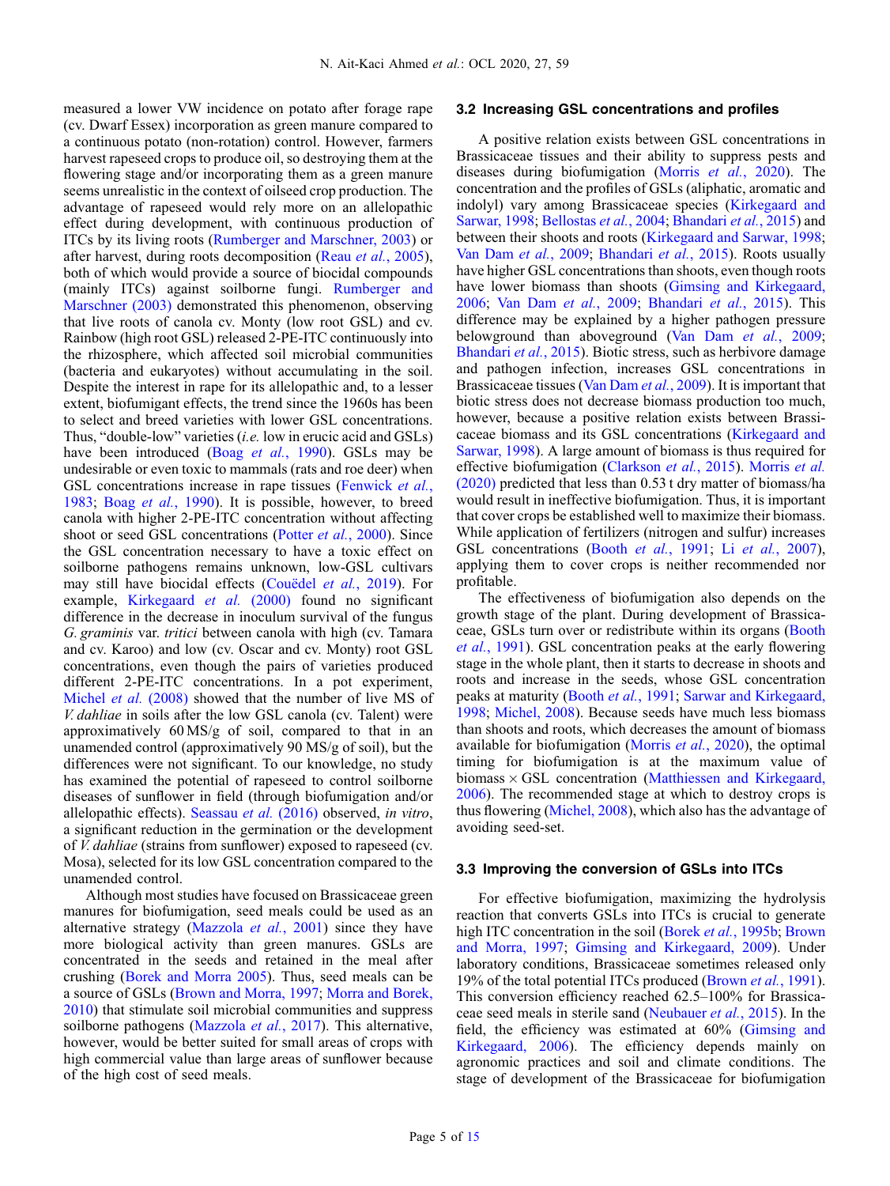measured a lower VW incidence on potato after forage rape (cv. Dwarf Essex) incorporation as green manure compared to a continuous potato (non-rotation) control. However, farmers harvest rapeseed crops to produce oil, so destroying them at the flowering stage and/or incorporating them as a green manure seems unrealistic in the context of oilseed crop production. The advantage of rapeseed would rely more on an allelopathic effect during development, with continuous production of ITCs by its living roots (Rumberger and Marschner, 2003) or after harvest, during roots decomposition (Reau *et al.*, 2005), both of which would provide a source of biocidal compounds (mainly ITCs) against soilborne fungi. Rumberger and Marschner (2003) demonstrated this phenomenon, observing that live roots of canola cv. Monty (low root GSL) and cv. Rainbow (high root GSL) released 2-PE-ITC continuously into the rhizosphere, which affected soil microbial communities (bacteria and eukaryotes) without accumulating in the soil. Despite the interest in rape for its allelopathic and, to a lesser extent, biofumigant effects, the trend since the 1960s has been to select and breed varieties with lower GSL concentrations. Thus, "double-low" varieties (*i.e.* low in erucic acid and GSLs) have been introduced (Boag *et al.*, 1990). GSLs may be undesirable or even toxic to mammals (rats and roe deer) when GSL concentrations increase in rape tissues (Fenwick *et al.*, 1983; Boag *et al.*, 1990). It is possible, however, to breed canola with higher 2-PE-ITC concentration without affecting shoot or seed GSL concentrations (Potter *et al.*, 2000). Since the GSL concentration necessary to have a toxic effect on soilborne pathogens remains unknown, low-GSL cultivars may still have biocidal effects (Couëdel *et al.*, 2019). For example, Kirkegaard *et al.* (2000) found no significant difference in the decrease in inoculum survival of the fungus *G. graminis* var. *tritici* between canola with high (cv. Tamara and cv. Karoo) and low (cv. Oscar and cv. Monty) root GSL concentrations, even though the pairs of varieties produced different 2-PE-ITC concentrations. In a pot experiment, Michel *et al.* (2008) showed that the number of live MS of *V. dahliae* in soils after the low GSL canola (cv. Talent) were approximatively 60 MS/g of soil, compared to that in an unamended control (approximatively 90 MS/g of soil), but the differences were not significant. To our knowledge, no study has examined the potential of rapeseed to control soilborne diseases of sunflower in field (through biofumigation and/or allelopathic effects). Seassau *et al.* (2016) observed, *in vitro*, a significant reduction in the germination or the development of *V. dahliae* (strains from sunflower) exposed to rapeseed (cv. Mosa), selected for its low GSL concentration compared to the unamended control.

Although most studies have focused on Brassicaceae green manures for biofumigation, seed meals could be used as an alternative strategy (Mazzola *et al.*, 2001) since they have more biological activity than green manures. GSLs are concentrated in the seeds and retained in the meal after crushing (Borek and Morra 2005). Thus, seed meals can be a source of GSLs (Brown and Morra, 1997; Morra and Borek, 2010) that stimulate soil microbial communities and suppress soilborne pathogens (Mazzola *et al.*, 2017). This alternative, however, would be better suited for small areas of crops with high commercial value than large areas of sunflower because of the high cost of seed meals.

### 3.2 Increasing GSL concentrations and profiles

A positive relation exists between GSL concentrations in Brassicaceae tissues and their ability to suppress pests and diseases during biofumigation (Morris *et al.*, 2020). The concentration and the profiles of GSLs (aliphatic, aromatic and indolyl) vary among Brassicaceae species (Kirkegaard and Sarwar, 1998; Bellostas *et al.*, 2004; Bhandari *et al.*, 2015) and between their shoots and roots (Kirkegaard and Sarwar, 1998; Van Dam *et al.*, 2009; Bhandari *et al.*, 2015). Roots usually have higher GSL concentrations than shoots, even though roots have lower biomass than shoots (Gimsing and Kirkegaard, 2006; Van Dam *et al.*, 2009; Bhandari *et al.*, 2015). This difference may be explained by a higher pathogen pressure belowground than aboveground (Van Dam *et al.*, 2009; Bhandari *et al.*, 2015). Biotic stress, such as herbivore damage and pathogen infection, increases GSL concentrations in Brassicaceae tissues (Van Dam *et al.*, 2009). It is important that biotic stress does not decrease biomass production too much, however, because a positive relation exists between Brassicaceae biomass and its GSL concentrations (Kirkegaard and Sarwar, 1998). A large amount of biomass is thus required for effective biofumigation (Clarkson *et al.*, 2015). Morris *et al.* (2020) predicted that less than 0.53 t dry matter of biomass/ha would result in ineffective biofumigation. Thus, it is important that cover crops be established well to maximize their biomass. While application of fertilizers (nitrogen and sulfur) increases GSL concentrations (Booth *et al.*, 1991; Li *et al.*, 2007), applying them to cover crops is neither recommended nor profitable.

The effectiveness of biofumigation also depends on the growth stage of the plant. During development of Brassicaceae, GSLs turn over or redistribute within its organs (Booth *et al.*, 1991). GSL concentration peaks at the early flowering stage in the whole plant, then it starts to decrease in shoots and roots and increase in the seeds, whose GSL concentration peaks at maturity (Booth *et al.*, 1991; Sarwar and Kirkegaard, 1998; Michel, 2008). Because seeds have much less biomass than shoots and roots, which decreases the amount of biomass available for biofumigation (Morris *et al.*, 2020), the optimal timing for biofumigation is at the maximum value of biomass × GSL concentration (Matthiessen and Kirkegaard, 2006). The recommended stage at which to destroy crops is thus flowering (Michel, 2008), which also has the advantage of avoiding seed-set.

### 3.3 Improving the conversion of GSLs into ITCs

For effective biofumigation, maximizing the hydrolysis reaction that converts GSLs into ITCs is crucial to generate high ITC concentration in the soil (Borek *et al.*, 1995b; Brown and Morra, 1997; Gimsing and Kirkegaard, 2009). Under laboratory conditions, Brassicaceae sometimes released only 19% of the total potential ITCs produced (Brown *et al.*, 1991). This conversion efficiency reached 62.5–100% for Brassicaceae seed meals in sterile sand (Neubauer *et al.*, 2015). In the field, the efficiency was estimated at 60% (Gimsing and Kirkegaard, 2006). The efficiency depends mainly on agronomic practices and soil and climate conditions. The stage of development of the Brassicaceae for biofumigation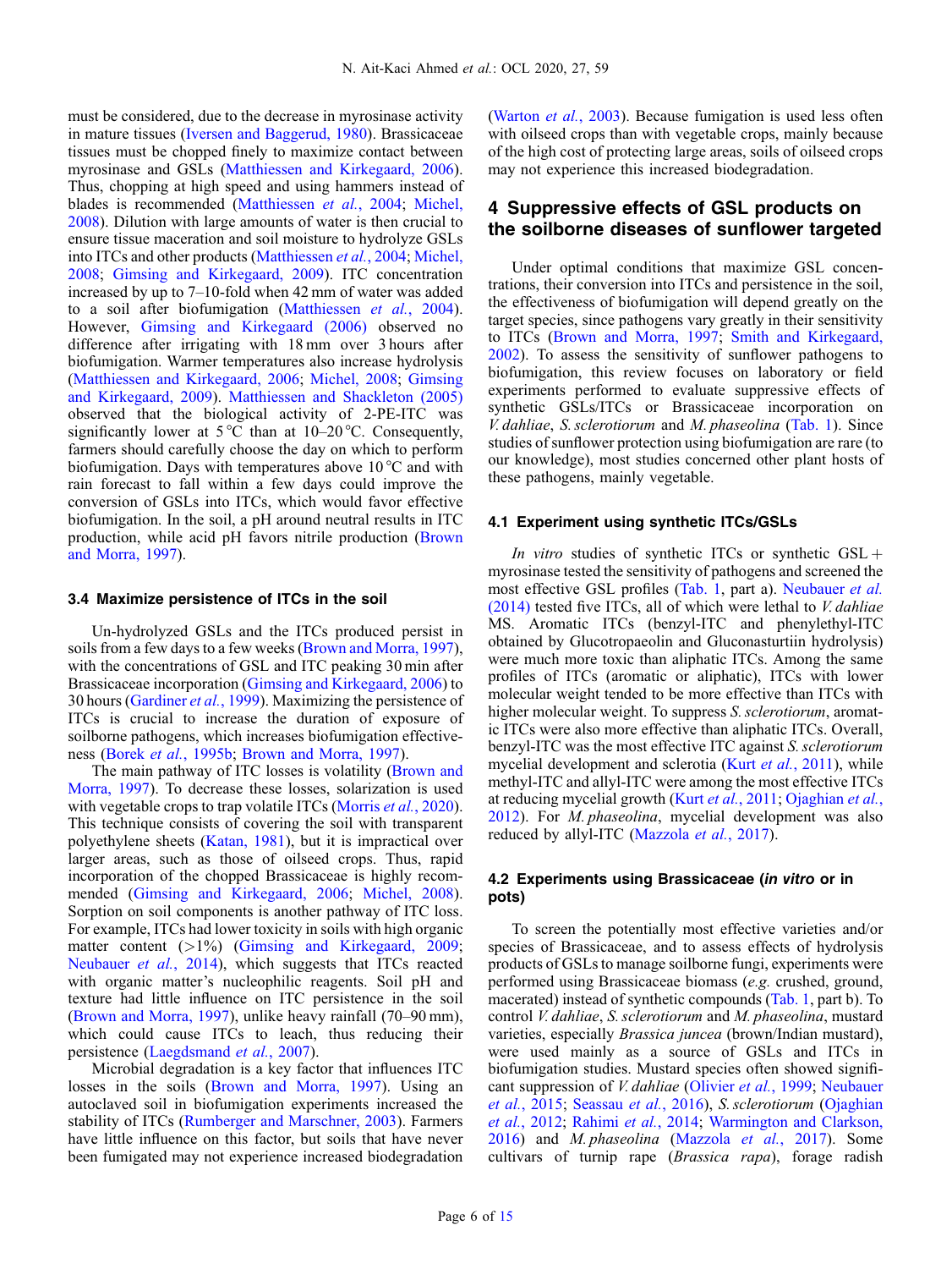must be considered, due to the decrease in myrosinase activity in mature tissues (Iversen and Baggerud, 1980). Brassicaceae tissues must be chopped finely to maximize contact between myrosinase and GSLs (Matthiessen and Kirkegaard, 2006). Thus, chopping at high speed and using hammers instead of blades is recommended (Matthiessen *et al.*, 2004; Michel, 2008). Dilution with large amounts of water is then crucial to ensure tissue maceration and soil moisture to hydrolyze GSLs into ITCs and other products (Matthiessen *et al.*, 2004; Michel, 2008; Gimsing and Kirkegaard, 2009). ITC concentration increased by up to 7–10-fold when 42 mm of water was added to a soil after biofumigation (Matthiessen *et al.*, 2004). However, Gimsing and Kirkegaard (2006) observed no difference after irrigating with 18 mm over 3 hours after biofumigation. Warmer temperatures also increase hydrolysis (Matthiessen and Kirkegaard, 2006; Michel, 2008; Gimsing and Kirkegaard, 2009). Matthiessen and Shackleton (2005) observed that the biological activity of 2-PE-ITC was significantly lower at 5 °C than at 10–20 °C. Consequently, farmers should carefully choose the day on which to perform biofumigation. Days with temperatures above 10 °C and with rain forecast to fall within a few days could improve the conversion of GSLs into ITCs, which would favor effective biofumigation. In the soil, a pH around neutral results in ITC production, while acid pH favors nitrile production (Brown and Morra, 1997).

### 3.4 Maximize persistence of ITCs in the soil

Un-hydrolyzed GSLs and the ITCs produced persist in soils from a few days to a few weeks (Brown and Morra, 1997), with the concentrations of GSL and ITC peaking 30 min after Brassicaceae incorporation (Gimsing and Kirkegaard, 2006) to 30 hours (Gardiner *et al.*, 1999). Maximizing the persistence of ITCs is crucial to increase the duration of exposure of soilborne pathogens, which increases biofumigation effectiveness (Borek *et al.*, 1995b; Brown and Morra, 1997).

The main pathway of ITC losses is volatility (Brown and Morra, 1997). To decrease these losses, solarization is used with vegetable crops to trap volatile ITCs (Morris *et al.*, 2020). This technique consists of covering the soil with transparent polyethylene sheets (Katan, 1981), but it is impractical over larger areas, such as those of oilseed crops. Thus, rapid incorporation of the chopped Brassicaceae is highly recommended (Gimsing and Kirkegaard, 2006; Michel, 2008). Sorption on soil components is another pathway of ITC loss. For example, ITCs had lower toxicity in soils with high organic matter content (>1%) (Gimsing and Kirkegaard, 2009; Neubauer *et al.*, 2014), which suggests that ITCs reacted with organic matter's nucleophilic reagents. Soil pH and texture had little influence on ITC persistence in the soil (Brown and Morra, 1997), unlike heavy rainfall (70–90 mm), which could cause ITCs to leach, thus reducing their persistence (Laegdsmand *et al.*, 2007).

Microbial degradation is a key factor that influences ITC losses in the soils (Brown and Morra, 1997). Using an autoclaved soil in biofumigation experiments increased the stability of ITCs (Rumberger and Marschner, 2003). Farmers have little influence on this factor, but soils that have never been fumigated may not experience increased biodegradation (Warton *et al.*, 2003). Because fumigation is used less often with oilseed crops than with vegetable crops, mainly because of the high cost of protecting large areas, soils of oilseed crops may not experience this increased biodegradation.

## 4 Suppressive effects of GSL products on the soilborne diseases of sunflower targeted

Under optimal conditions that maximize GSL concentrations, their conversion into ITCs and persistence in the soil, the effectiveness of biofumigation will depend greatly on the target species, since pathogens vary greatly in their sensitivity to ITCs (Brown and Morra, 1997; Smith and Kirkegaard, 2002). To assess the sensitivity of sunflower pathogens to biofumigation, this review focuses on laboratory or field experiments performed to evaluate suppressive effects of synthetic GSLs/ITCs or Brassicaceae incorporation on *V. dahliae*, *S. sclerotiorum* and *M. phaseolina* (Tab. 1). Since studies of sunflower protection using biofumigation are rare (to our knowledge), most studies concerned other plant hosts of these pathogens, mainly vegetable.

### 4.1 Experiment using synthetic ITCs/GSLs

*In vitro* studies of synthetic ITCs or synthetic GSL + myrosinase tested the sensitivity of pathogens and screened the most effective GSL profiles (Tab. 1, part a). Neubauer *et al.* (2014) tested five ITCs, all of which were lethal to *V. dahliae* MS. Aromatic ITCs (benzyl-ITC and phenylethyl-ITC obtained by Glucotropaeolin and Gluconasturtiin hydrolysis) were much more toxic than aliphatic ITCs. Among the same profiles of ITCs (aromatic or aliphatic), ITCs with lower molecular weight tended to be more effective than ITCs with higher molecular weight. To suppress *S. sclerotiorum*, aromatic ITCs were also more effective than aliphatic ITCs. Overall, benzyl-ITC was the most effective ITC against *S. sclerotiorum* mycelial development and sclerotia (Kurt *et al.*, 2011), while methyl-ITC and allyl-ITC were among the most effective ITCs at reducing mycelial growth (Kurt *et al.*, 2011; Ojaghian *et al.*, 2012). For *M. phaseolina*, mycelial development was also reduced by allyl-ITC (Mazzola *et al.*, 2017).

### 4.2 Experiments using Brassicaceae (*in vitro* or in pots)

To screen the potentially most effective varieties and/or species of Brassicaceae, and to assess effects of hydrolysis products of GSLs to manage soilborne fungi, experiments were performed using Brassicaceae biomass (*e.g.* crushed, ground, macerated) instead of synthetic compounds (Tab. 1, part b). To control *V. dahliae*, *S. sclerotiorum* and *M. phaseolina*, mustard varieties, especially *Brassica juncea* (brown/Indian mustard), were used mainly as a source of GSLs and ITCs in biofumigation studies. Mustard species often showed significant suppression of *V. dahliae* (Olivier *et al.*, 1999; Neubauer *et al.*, 2015; Seassau *et al.*, 2016), *S. sclerotiorum* (Ojaghian *et al.*, 2012; Rahimi *et al.*, 2014; Warmington and Clarkson, 2016) and *M. phaseolina* (Mazzola *et al.*, 2017). Some cultivars of turnip rape (*Brassica rapa*), forage radish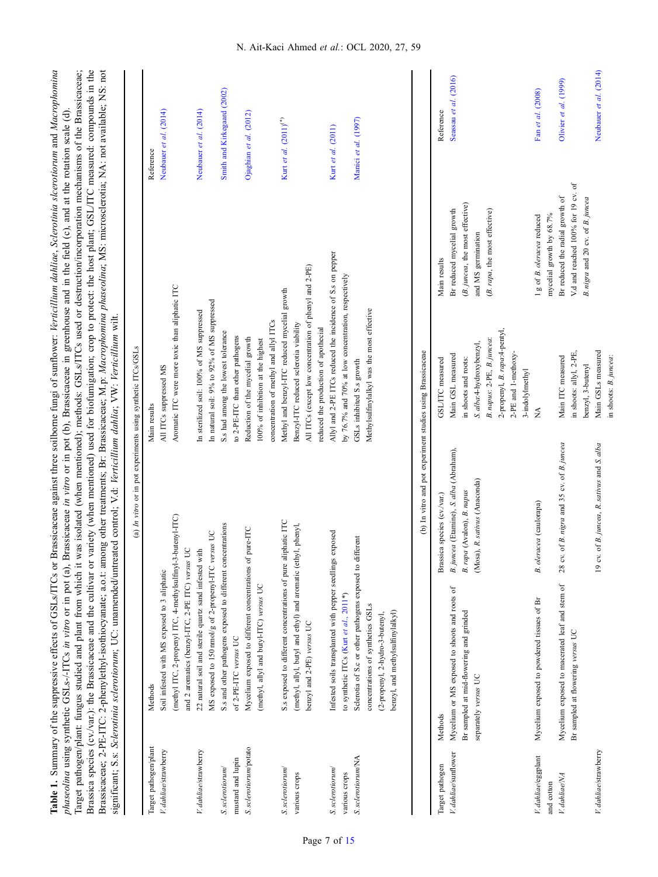**Table 1.** Summary of the suppressive effects of GSLs/ITCs or Brassicaceae against three soilborne fungi of sunflower: *Verticillium dahliae*, *Sclerotinia slcerotiorum* and *Macrophomina phaseolina* using synthetic GSLs-/ITCs *in vitro* or in pot (a), Brassicaceae *in vitro* or in pot (b), Brassicaceae in greenhouse and in the field (c), and at the rotation scale (d).
Target pathogen/plant: fungus studied and plant from which it was isolated (when mentioned); methods: GSLs/ITCs used or destruction/incorporation mechanisms of the Brassicaceae; Brassica species (cv./var.): the Brassicaceae and the cultivar or variety (when mentioned) used for biofumigation; crop to protect: the host plant; GSL/ITC measured: compounds in the Brassicaceae; 2-PE-ITC: 2-phenylethyl-isothiocyanate; a.o.t: among other treatments; Br: Brassicaceae; M.p: *Macrophomina phaseolina*; MS: microsclerotia; NA: not available; NS: not significant; S.s: *Sclerotinia sclerotiorum*; UC: unamended/untreated control; V.d: *Verticillium dahlia*; VW: *Verticillium* wilt.

(a) *In vitro* or in pot experiments using synthetic ITCs/GSLs

| Target pathogen/plant | Methods | Main results | Reference |
|---|---|---|---|
| *V. dahliae*/strawberry | Soil infested with MS exposed to 3 aliphatic (methyl ITC, 2-propenyl ITC, 4-methylsulfinyl-3-butenyl-ITC) and 2 aromatics (benzyl-ITC, 2-PE ITC) *versus* UC | All ITCs suppressed MS<br>Aromatic ITC were more toxic than aliphatic ITC | Neubauer *et al.* (2014) |
| *V. dahliae*/strawberry | 22 natural soil and sterile quartz sand infested with MS exposed to 150 nmol/g of 2-propenyl-ITC *versus* UC | In sterilized soil: 100% of MS suppressed<br>In natural soil: 9% to 92% of MS suppressed | Neubauer *et al.* (2014) |
| *S. sclerotiorum*/mustard and lupin | S.s and other pathogens exposed to different concentrations of 2-PE-ITC *versus* UC | S.s had among the lowest tolerance to 2-PE-ITC than other pathogens | Smith and Kirkegaard (2002) |
| *S. sclerotiorum*/potato | Mycelium exposed to different concentrations of pure-ITC (methyl, allyl and butyl-ITC) *versus* UC | Reduction of the mycelial growth<br>100% of inhibition at the highest concentration of methyl and allyl ITCs | Ojaghian *et al.* (2012) |
| *S. sclerotiorum*/various crops | S.s exposed to different concentrations of pure aliphatic ITC (methyl, allyl, butyl and ethyl) and aromatic (ethyl, phenyl, benzyl and 2-PE) *versus* UC | Methyl and benzyl-ITC reduced mycelial growth<br>Benzyl-ITC reduced sclerotia viability<br>All ITCs (except low concentration of phenyl and 2-PE) reduced the production of apothecial | Kurt *et al.* (2011)(*) |
| *S. sclerotiorum*/various crops | Infested soils transplanted with pepper seedlings exposed to synthetic ITCs (Kurt *et al.*, 2011*) | Allyl and 2-PE ITCs reduced the incidence of S.s on pepper by 76.7% and 70% at low concentration, respectively | Kurt *et al.* (2011) |
| *S. sclerotiorum*/NA | Sclerotia of S.c or other pathogens exposed to different concentrations of synthetics GSLs (2-propenyl, 2-hydro-3-butenyl, benzyl, and methylsulfinylalkyl) | GSLs inhibited S.s growth<br>Methylsulfinylalkyl was the most effective | Manici *et al.* (1997) |

(b) In vitro and pot experiment studies using Brassicaceae

| Target pathogen | Methods | Brassica species (cv./var.) | GSL/ITC measured | Main results | Reference |
|---|---|---|---|---|---|
| *V. dahliae*/sunflower | Mycelium or MS exposed to shoots and roots of Br sampled at mid-flowering and grinded separately *versus* UC | *B. juncea* (Etamine), *S. alba* (Abraham), *B. rapa* (Avalon), *B. napus* (Mosa), *R. sativus* (Anaconda) | Main GSL measured in shoots and roots:<br>*S. alba*:4-hydroxybenzyl,<br>*B. napus*: 2-PE, *B. juncea*: 2-propenyl, *B. rapa*:4-pentyl, 2-PE and 1-methoxy-3-indolylmethyl | Br reduced mycelial growth (*B. juncea*, the most effective) and MS germination (*B. rapa*, the most effective) | Seassau *et al.* (2016) |
| *V. dahliae*/eggplant and cotton | Mycelium exposed to powdered tissues of Br | *B. oleracea* (caulorapa) | NA | 1 g of *B. oleracea* reduced mycelial growth by 68.7% | Fan *et al.* (2008) |
| *V. dahliae*/NA | Mycelium exposed to macerated leaf and stem of Br sampled at flowering *versus* UC | 28 cv. of *B. nigra* and 35 cv. of *B. juncea* | Main ITC measured in shoots: allyl, 2-PE, benzyl, 3-butenyl | Br reduced the radial growth of V.d and reached 100% for 19 cv. of *B. nigra* and 20 cv. of *B. juncea* | Olivier *et al.* (1999) |
| *V. dahliae*/strawberry | | 19 cv. of *B. juncea*, *R. sativus* and *S. alba* | Main GSLs measured in shoots: *B. juncea*: | | Neubauer *et al.* (2014) |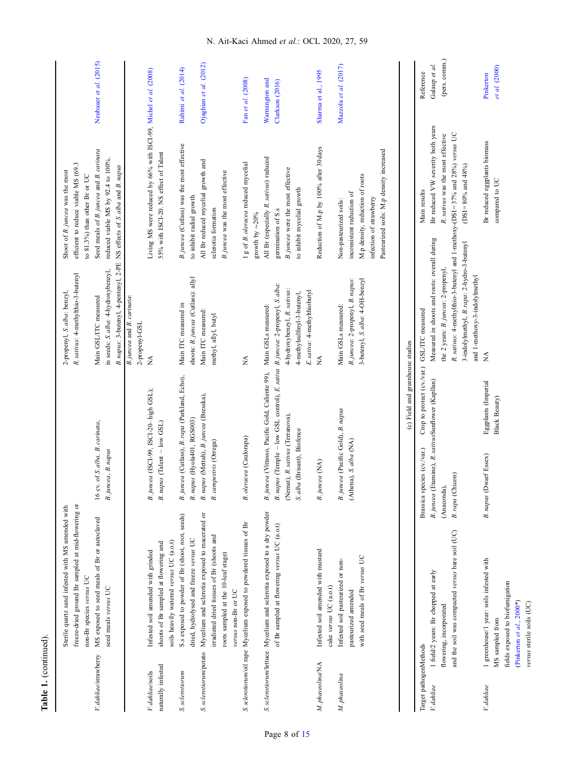**Table 1. (continued).**

| Target pathogen/crop | Methods | Brassica species (cv./var.) | Main GSL/ITC measured | Main results | Reference |
|---|---|---|---|---|---|
| | Sterile quartz sand infested with MS amended with freeze-dried ground Br sampled at mid-flowering or non-Br species *versus* UC | | 2-propenyl, *S. alba*: benzyl, *R. sativus*: 4-methylthio-3-butenyl | Shoot of *B. juncea* was the most efficient to reduce viable MS (69.3 to 81.3%) than other Br or UC | |
| *V. dahliae*/strawberry | MS exposed to seed meals of Br or autoclaved seed meals *versus* UC | 16 cv. of *S. alba*, *B. carinata*, *B. juncea*, *B. napus* | Main GSL/ITC measured in seeds: *S. alba*: 4-hydroxybenzyl, *B. napus*: 3-butenyl, 4-pentenyl, 2-PE *B. juncea* and *B. carinata*: 2-propenyl-GSL | Seed meals of *B. juncea* and *B. carinata* reduced viable MS by 92.4 to 100%. NS effects of *S. alba* and *B. napus* | Neubauer *et al.* (2015) |
| *V. dahliae*/soils naturally infested | Infested soil amended with grinded shoots of Br sampled at flowering and soils heavily watered *versus* UC (a.o.t) | *B. juncea* (ISCI-99, ISCI-20- high GSL); *B. napus* (Talent – low GSL) | NA | Living MS were reduced by 66% with ISCI-99, 55% with ISCI-20. NS effect of Talent | Michel *et al.* (2008) |
| *S. sclerotiorum* | S.s exposed to powder of Br (shoot, root, seeds) dried, hydrolysed and freeze *versus* UC | *B. juncea* (Cutlass), *B. rapa* (Parkland, Echo), *B. napus* (Hyola401, RGS003) | Main ITC measured in shoots: *B. juncea* (Cutlass): allyl | *B. juncea* (Cutlass) was the most effective to inhibit radial growth | Rahimi *et al.* (2014) |
| *S. sclerotiorum*/potato | Mycelium and sclerotia exposed to macerated or irradiated dried tissues of Br (shoots and roots sampled at the 10-leaf stage) *versus* non-Br or UC | *B. napus* (Mettah), *B. juncea* (Bresska), *B. campestris* (Orrega) | Main ITC measured: methyl, allyl, butyl | All Br reduced mycelial growth and sclerotia formation *B. juncea* was the most effective | Ojaghian *et al.* (2012) |
| *S. sclerotiorum*/oil rape | Mycelium exposed to powdered tissues of Br | *B. oleracea* (Caulorapa) | NA | 1 g of *B. oleracea* reduced mycelial growth by ~20% | Fan *et al.* (2008) |
| *S. sclerotiorum*/lettuce | Mycelium and sclerotia exposed to a dry powder of Br sampled at flowering *versus* UC (a.o.t) | *B. juncea* (Vittasso, Pacific Gold, Caliente 99), *B. napus* (Temple – low GSL control), *E. sativa* (Nemat), *R. sativus* (Terranova), *S. alba* (Brisant), Biofence | Main GSLs measured: *B. juncea*: 2-propenyl, *S. alba*: 4-hydroxybenzyl, *R. sativus*: 4-methylsulfinyl-3-butenyl, *E. sativa*: 4-methylthiobutyl | All Br (especially *R. sativus*) reduced germination of S.s *B. juncea* were the most effective to inhibit mycelial growth | Warmington and Clarkson (2016) |
| *M. phaseolina*/NA | Infested soil amended with mustard cake *versus* UC (a.o.t) | *B. juncea* (NA) | NA | Reduction of M.p by 100% after 30days | Sharma et al., 1995 |
| *M. phaseolina* | Infested soil pasteurized or non-pasteurized amended with seed meals of Br *versus* UC | *B. juncea* (Pacific Gold), *B. napus* (Athena), *S. alba* (NA) | Main GSLs measured: *B. juncea*: 2-propenyl, *B. napus*: 3-butenyl, *S. alba*: 4-OH-benzyl | Non-pasteurized soils: inconsistent reduction of M.p density, reduction of roots infection of strawberry Pasteurized soils: M.p density increased | Mazzola *et al.* (2017) |

**(c) Field and greenhouse studies**

| Target pathogen | Methods | Brassica species (cv./var.) | Crop to protect (cv./var.) | GSL/ITC measured | Main results | Reference |
|---|---|---|---|---|---|---|
| *V. dahliae* | 1 field/2 years: Br chopped at early flowering, incorporated and the soil was compacted *versus* bare soil (UC) | *B. juncea* (Etamine), *R. sativus* (Anaconda), *B. rapa* (Chicon) | Sunflower (Kapllan) | Measured in shoots and roots: overall during the 2 years: *B. juncea*: 2-propenyl, *R. sativus*: 4-methylthio-3-butenyl and 1-methoxy-3-indolylmethyl, *B. rapa*: 2-hydro-3-butenyl and 1-methoxy-3-indolylmethyl | Br reduced VW severity both years *R. sativus* was the most effective (DSI = 37% and 28%) *versus* UC (DSI = 80% and 48%) | Galaup *et al.* (pers. comm.) |
| *V. dahliae* | 1 greenhouse/1 year: soils infested with MS sampled from fields exposed to biofumigation (Pinkerton *et al.*, 2000*) *versus* sterile soils (UC) | *B. napus* (Dwarf Essex) | Eggplants (Imperial Black Beauty) | NA | Br reduced eggplants biomass compared to UC | Pinkerton *et al.* (2000) |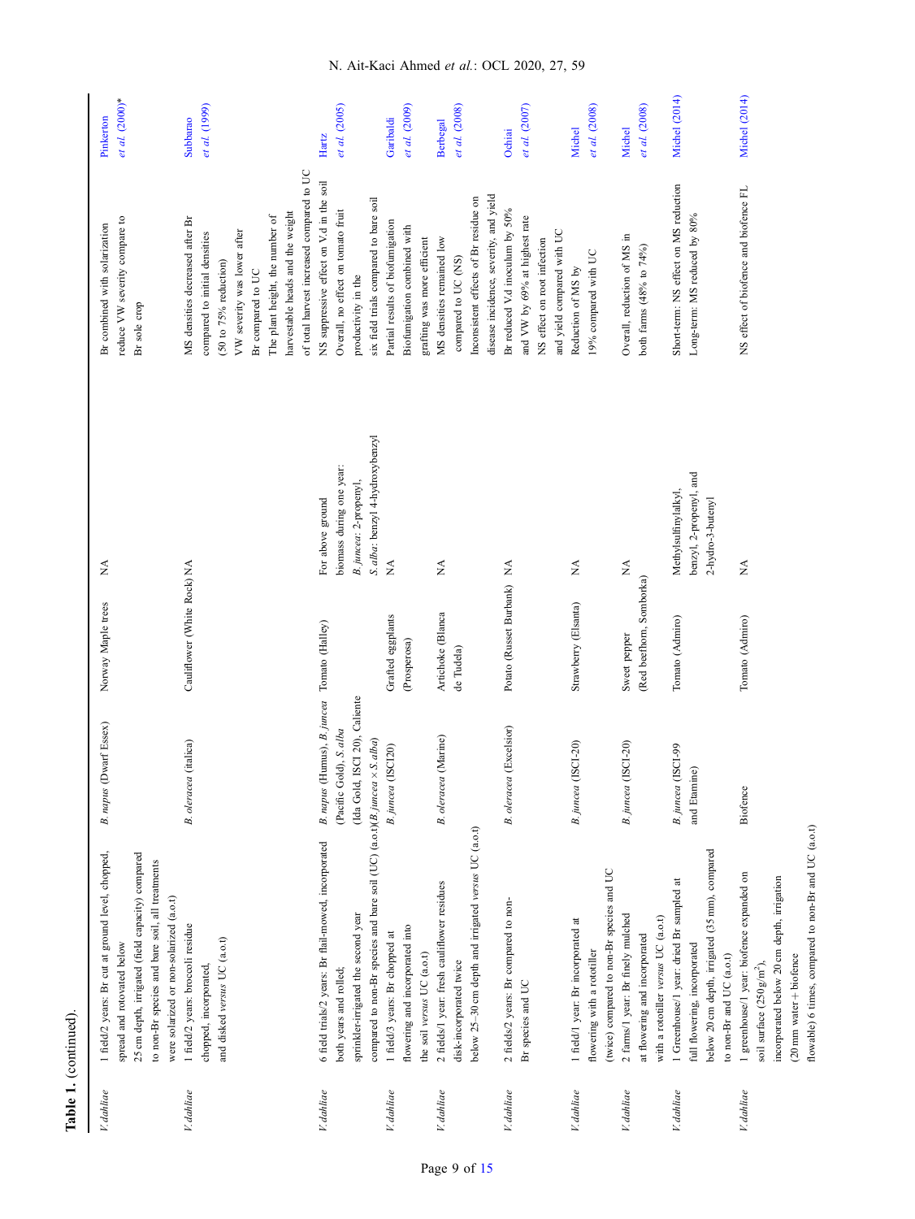**Table 1.** (continued).

| | | | | | | |
|---|---|---|---|---|---|---|
| *V. dahliae* | 1 field/2 years: Br cut at ground level, chopped, spread and rotovated below 25 cm depth, irrigated (field capacity) compared to non-Br species and bare soil, all treatments were solarized or non-solarized (a.o.t) | *B. napus* (Dwarf Essex) | Norway Maple trees | NA | Br combined with solarization reduce VW severity compare to Br sole crop | Pinkerton *et al.* (2000)* |
| *V. dahliae* | 1 field/2 years: broccoli residue chopped, incorporated, and disked *versus* UC (a.o.t) | *B. oleracea* (italica) | Cauliflower (White Rock) | NA | MS densities decreased after Br compared to initial densities (50 to 75% reduction) VW severity was lower after Br compared to UC The plant height, the number of harvestable heads and the weight of total harvest increased compared to UC | Subbarao *et al.* (1999) |
| *V. dahliae* | 6 field trials/2 years: Br flail-mowed, incorporated both years and rolled; sprinkler-irrigated the second year compared to non-Br species and bare soil (UC) (a.o.t) | *B. napus* (Humus), *B. juncea* (Pacific Gold), *S. alba* (Ida Gold, ISCI 20), Caliente (*B. juncea* × *S. alba*) | Tomato (Halley) | For above ground biomass during one year: *B. juncea*: 2-propenyl, *S. alba*: benzyl 4-hydroxybenzyl | NS suppressive effect on V.d in the soil Overall, no effect on tomato fruit productivity in the six field trials compared to bare soil | Hartz *et al.* (2005) |
| *V. dahliae* | 1 field/3 years: Br chopped at flowering and incorporated into the soil *versus* UC (a.o.t) | *B. juncea* (ISCI20) | Grafted eggplants (Prosperosa) | NA | Partial results of biofumigation Biofumigation combined with grafting was more efficient | Garibaldi *et al.* (2009) |
| *V. dahliae* | 2 fields/1 year: fresh cauliflower residues disk-incorporated twice below 25–30 cm depth and irrigated *versus* UC (a.o.t) | *B. oleracea* (Marine) | Artichoke (Blanca de Tudela) | NA | MS densities remained low compared to UC (NS) Inconsistent effects of Br residue on disease incidence, severity, and yield | Berbegal *et al.* (2008) |
| *V. dahliae* | 2 fields/2 years: Br compared to non-Br species and UC | *B. oleracea* (Excelsior) | Potato (Russet Burbank) | NA | Br reduced V.d inoculum by 50% and VW by 69% at highest rate NS effect on root infection and yield compared with UC | Ochiai *et al.* (2007) |
| *V. dahliae* | 1 field/1 year: Br incorporated at flowering with a rototiller (twice) compared to non-Br species and UC | *B. juncea* (ISCI-20) | Strawberry (Elsanta) | NA | Reduction of MS by 19% compared with UC | Michel *et al.* (2008) |
| *V. dahliae* | 2 farms/1 year: Br finely mulched at flowering and incorporated with a rototiller *versus* UC (a.o.t) | *B. juncea* (ISCI-20) | Sweet pepper (Red beefhorn, Somborka) | NA | Overall, reduction of MS in both farms (48% to 74%) | Michel *et al.* (2008) |
| *V. dahliae* | 1 Greenhouse/1 year: dried Br sampled at full flowering, incorporated below 20 cm depth, irrigated (35 mm), compared to non-Br and UC (a.o.t) | *B. juncea* (ISCI-99 and Eruntine) | Tomato (Admiro) | Methylsulfinylalkyl, benzyl, 2-propenyl, and 2-hydro-3-butenyl | Short-term: NS effect on MS reduction Long-term: MS reduced by 80% | Michel (2014) |
| *V. dahliae* | 1 greenhouse/1 year: biofence expanded on soil surface (250 g/m$^2$), incorporated below 20 cm depth, irrigation (20 mm water + biofence flowable) 6 times, compared to non-Br and UC (a.o.t) | Biofence | Tomato (Admiro) | NA | NS effect of biofence and biofence FL | Michel (2014) |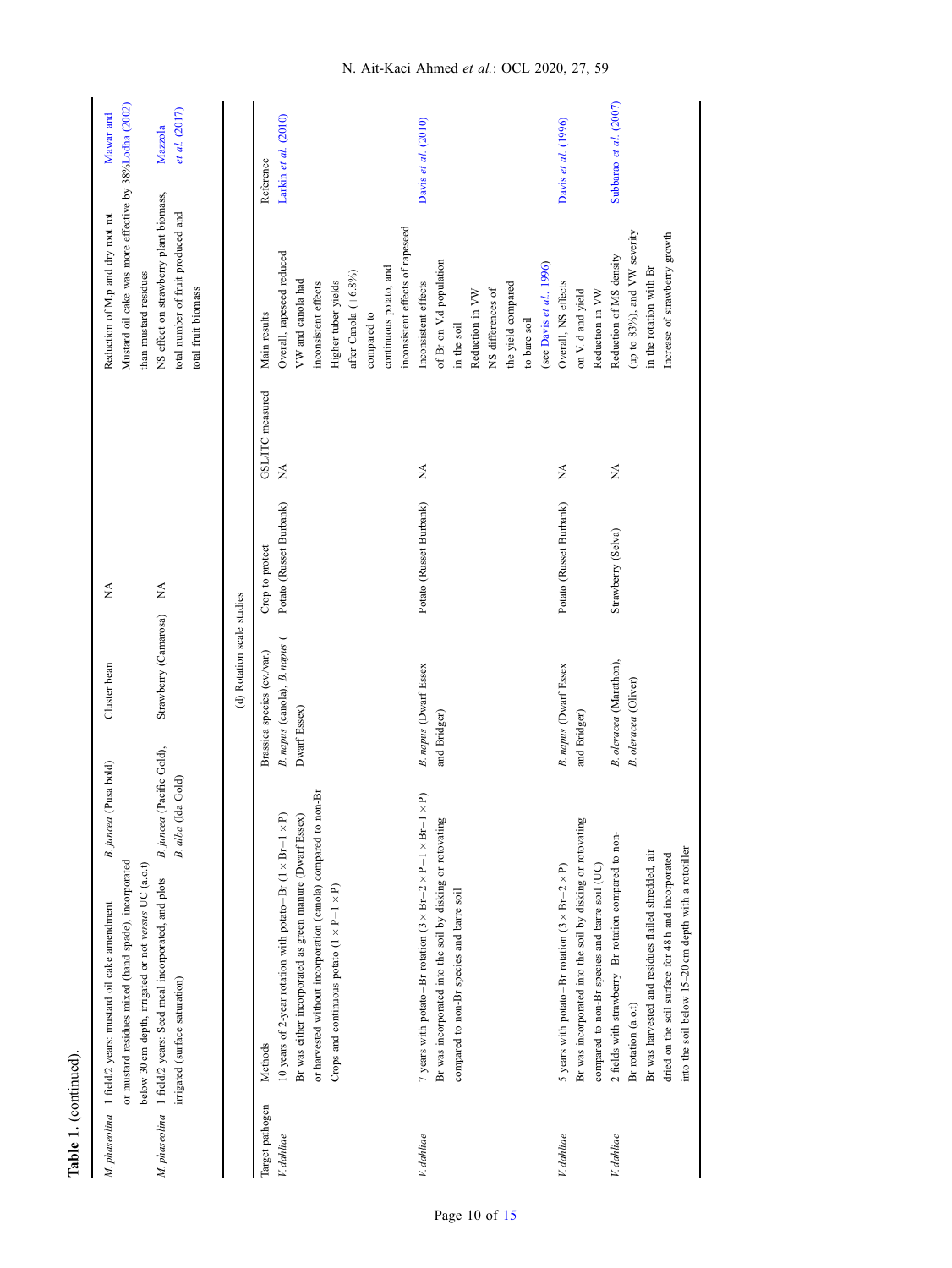**Table 1.** (continued).

| Target pathogen | Methods | Brassica species (cv./var.) | Crop to protect | GSL/ITC measured | Main results | Reference |
|---|---|---|---|---|---|---|
| *M. phaseolina* | 1 field/2 years: mustard oil cake amendment or mustard residues mixed (hand spade), incorporated below 30 cm depth, irrigated or not *versus* UC (a.o.t) | *B. juncea* (Pusa bold) | Cluster bean | NA | Reduction of M.p and dry root rot. Mustard oil cake was more effective by 38% than mustard residues | Mawar and Lodha (2002) |
| *M. phaseolina* | 1 field/2 years: Seed meal incorporated, and plots irrigated (surface saturation) | *B. juncea* (Pacific Gold), *B. alba* (Ida Gold) | Strawberry (Camarosa) | NA | NS effect on strawberry plant biomass, total number of fruit produced and total fruit biomass | Mazzola *et al.* (2017) |
| | | (d) Rotation scale studies | | | | |
| Target pathogen | Methods | Brassica species (cv./var.) | Crop to protect | GSL/ITC measured | Main results | Reference |
| *V. dahliae* | 10 years of 2-year rotation with potato–Br (1 × Br–1 × P). Br was either incorporated as green manure (Dwarf Essex) or harvested without incorporation (canola) compared to non-Br Crops and continuous potato (1 × P–1 × P) | *B. napus* (canola), *B. napus* (Dwarf Essex) | Potato (Russet Burbank) | NA | Overall, rapeseed reduced VW and canola had inconsistent effects. Higher tuber yields after Canola (+6.8%) compared to continuous potato, and inconsistent effects of rapeseed | Larkin *et al.* (2010) |
| *V. dahliae* | 7 years with potato–Br rotation (3 × Br–2 × P–1 × Br–1 × P). Br was incorporated into the soil by disking or rotovating compared to non-Br species and barre soil | *B. napus* (Dwarf Essex and Bridger) | Potato (Russet Burbank) | NA | Inconsistent effects of Br on V.d population in the soil. Reduction in VW. NS differences of the yield compared to bare soil (see Davis *et al.*, 1996) | Davis *et al.* (2010) |
| *V. dahliae* | 5 years with potato–Br rotation (3 × Br–2 × P). Br was incorporated into the soil by disking or rotovating compared to non-Br species and barre soil (UC) | *B. napus* (Dwarf Essex and Bridger) | Potato (Russet Burbank) | NA | Overall, NS effects on V. d and yield. Reduction in VW | Davis *et al.* (1996) |
| *V. dahliae* | 2 fields with strawberry–Br rotation compared to non-Br rotation (a.o.t). Br was harvested and residues flailed shredded, air dried on the soil surface for 48 h and incorporated into the soil below 15–20 cm depth with a rototiller | *B. oleracea* (Marathon), *B. oleracea* (Oliver) | Strawberry (Selva) | NA | Reduction of MS density (up to 83%), and VW severity in the rotation with Br. Increase of strawberry growth | Subbarao *et al.* (2007) |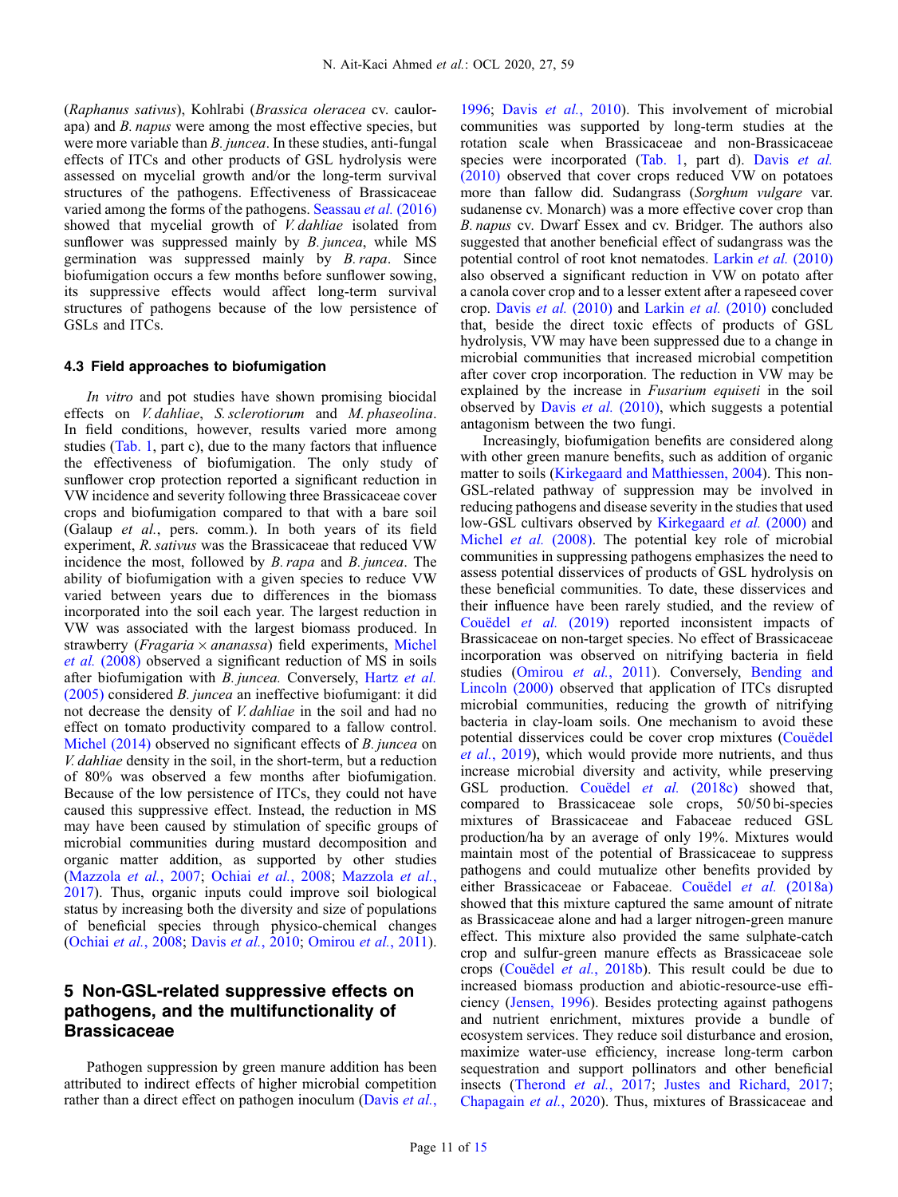(*Raphanus sativus*), Kohlrabi (*Brassica oleracea* cv. caulorapa) and *B. napus* were among the most effective species, but were more variable than *B. juncea*. In these studies, anti-fungal effects of ITCs and other products of GSL hydrolysis were assessed on mycelial growth and/or the long-term survival structures of the pathogens. Effectiveness of Brassicaceae varied among the forms of the pathogens. Seassau *et al.* (2016) showed that mycelial growth of *V. dahliae* isolated from sunflower was suppressed mainly by *B. juncea*, while MS germination was suppressed mainly by *B. rapa*. Since biofumigation occurs a few months before sunflower sowing, its suppressive effects would affect long-term survival structures of pathogens because of the low persistence of GSLs and ITCs.

### 4.3 Field approaches to biofumigation

*In vitro* and pot studies have shown promising biocidal effects on *V. dahliae*, *S. sclerotiorum* and *M. phaseolina*. In field conditions, however, results varied more among studies (Tab. 1, part c), due to the many factors that influence the effectiveness of biofumigation. The only study of sunflower crop protection reported a significant reduction in VW incidence and severity following three Brassicaceae cover crops and biofumigation compared to that with a bare soil (Galaup *et al.*, pers. comm.). In both years of its field experiment, *R. sativus* was the Brassicaceae that reduced VW incidence the most, followed by *B. rapa* and *B. juncea*. The ability of biofumigation with a given species to reduce VW varied between years due to differences in the biomass incorporated into the soil each year. The largest reduction in VW was associated with the largest biomass produced. In strawberry (*Fragaria × ananassa*) field experiments, Michel *et al.* (2008) observed a significant reduction of MS in soils after biofumigation with *B. juncea.* Conversely, Hartz *et al.* (2005) considered *B. juncea* an ineffective biofumigant: it did not decrease the density of *V. dahliae* in the soil and had no effect on tomato productivity compared to a fallow control. Michel (2014) observed no significant effects of *B. juncea* on *V. dahliae* density in the soil, in the short-term, but a reduction of 80% was observed a few months after biofumigation. Because of the low persistence of ITCs, they could not have caused this suppressive effect. Instead, the reduction in MS may have been caused by stimulation of specific groups of microbial communities during mustard decomposition and organic matter addition, as supported by other studies (Mazzola *et al.*, 2007; Ochiai *et al.*, 2008; Mazzola *et al.*, 2017). Thus, organic inputs could improve soil biological status by increasing both the diversity and size of populations of beneficial species through physico-chemical changes (Ochiai *et al.*, 2008; Davis *et al.*, 2010; Omirou *et al.*, 2011).

## 5 Non-GSL-related suppressive effects on pathogens, and the multifunctionality of Brassicaceae

Pathogen suppression by green manure addition has been attributed to indirect effects of higher microbial competition rather than a direct effect on pathogen inoculum (Davis *et al.*, 1996; Davis *et al.*, 2010). This involvement of microbial communities was supported by long-term studies at the rotation scale when Brassicaceae and non-Brassicaceae species were incorporated (Tab. 1, part d). Davis *et al.* (2010) observed that cover crops reduced VW on potatoes more than fallow did. Sudangrass (*Sorghum vulgare* var. sudanense cv. Monarch) was a more effective cover crop than *B. napus* cv. Dwarf Essex and cv. Bridger. The authors also suggested that another beneficial effect of sudangrass was the potential control of root knot nematodes. Larkin *et al.* (2010) also observed a significant reduction in VW on potato after a canola cover crop and to a lesser extent after a rapeseed cover crop. Davis *et al.* (2010) and Larkin *et al.* (2010) concluded that, beside the direct toxic effects of products of GSL hydrolysis, VW may have been suppressed due to a change in microbial communities that increased microbial competition after cover crop incorporation. The reduction in VW may be explained by the increase in *Fusarium equiseti* in the soil observed by Davis *et al.* (2010), which suggests a potential antagonism between the two fungi.

Increasingly, biofumigation benefits are considered along with other green manure benefits, such as addition of organic matter to soils (Kirkegaard and Matthiessen, 2004). This non-GSL-related pathway of suppression may be involved in reducing pathogens and disease severity in the studies that used low-GSL cultivars observed by Kirkegaard *et al.* (2000) and Michel *et al.* (2008). The potential key role of microbial communities in suppressing pathogens emphasizes the need to assess potential disservices of products of GSL hydrolysis on these beneficial communities. To date, these disservices and their influence have been rarely studied, and the review of Couëdel *et al.* (2019) reported inconsistent impacts of Brassicaceae on non-target species. No effect of Brassicaceae incorporation was observed on nitrifying bacteria in field studies (Omirou *et al.*, 2011). Conversely, Bending and Lincoln (2000) observed that application of ITCs disrupted microbial communities, reducing the growth of nitrifying bacteria in clay-loam soils. One mechanism to avoid these potential disservices could be cover crop mixtures (Couëdel *et al.*, 2019), which would provide more nutrients, and thus increase microbial diversity and activity, while preserving GSL production. Couëdel *et al.* (2018c) showed that, compared to Brassicaceae sole crops, 50/50 bi-species mixtures of Brassicaceae and Fabaceae reduced GSL production/ha by an average of only 19%. Mixtures would maintain most of the potential of Brassicaceae to suppress pathogens and could mutualize other benefits provided by either Brassicaceae or Fabaceae. Couëdel *et al.* (2018a) showed that this mixture captured the same amount of nitrate as Brassicaceae alone and had a larger nitrogen-green manure effect. This mixture also provided the same sulphate-catch crop and sulfur-green manure effects as Brassicaceae sole crops (Couëdel *et al.*, 2018b). This result could be due to increased biomass production and abiotic-resource-use efficiency (Jensen, 1996). Besides protecting against pathogens and nutrient enrichment, mixtures provide a bundle of ecosystem services. They reduce soil disturbance and erosion, maximize water-use efficiency, increase long-term carbon sequestration and support pollinators and other beneficial insects (Therond *et al.*, 2017; Justes and Richard, 2017; Chapagain *et al.*, 2020). Thus, mixtures of Brassicaceae and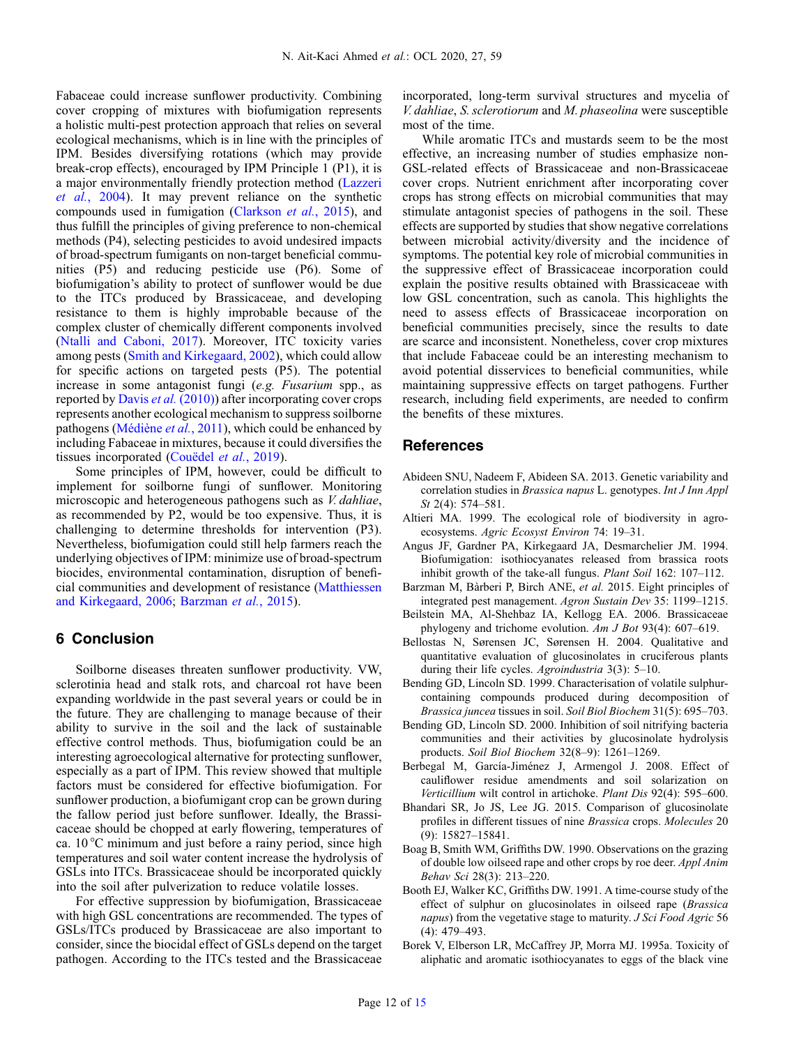Fabaceae could increase sunflower productivity. Combining cover cropping of mixtures with biofumigation represents a holistic multi-pest protection approach that relies on several ecological mechanisms, which is in line with the principles of IPM. Besides diversifying rotations (which may provide break-crop effects), encouraged by IPM Principle 1 (P1), it is a major environmentally friendly protection method (Lazzeri *et al.*, 2004). It may prevent reliance on the synthetic compounds used in fumigation (Clarkson *et al.*, 2015), and thus fulfill the principles of giving preference to non-chemical methods (P4), selecting pesticides to avoid undesired impacts of broad-spectrum fumigants on non-target beneficial communities (P5) and reducing pesticide use (P6). Some of biofumigation's ability to protect of sunflower would be due to the ITCs produced by Brassicaceae, and developing resistance to them is highly improbable because of the complex cluster of chemically different components involved (Ntalli and Caboni, 2017). Moreover, ITC toxicity varies among pests (Smith and Kirkegaard, 2002), which could allow for specific actions on targeted pests (P5). The potential increase in some antagonist fungi (*e.g. Fusarium* spp., as reported by Davis *et al.* (2010)) after incorporating cover crops represents another ecological mechanism to suppress soilborne pathogens (Médiène *et al.*, 2011), which could be enhanced by including Fabaceae in mixtures, because it could diversifies the tissues incorporated (Couëdel *et al.*, 2019).

Some principles of IPM, however, could be difficult to implement for soilborne fungi of sunflower. Monitoring microscopic and heterogeneous pathogens such as *V. dahliae*, as recommended by P2, would be too expensive. Thus, it is challenging to determine thresholds for intervention (P3). Nevertheless, biofumigation could still help farmers reach the underlying objectives of IPM: minimize use of broad-spectrum biocides, environmental contamination, disruption of beneficial communities and development of resistance (Matthiessen and Kirkegaard, 2006; Barzman *et al.*, 2015).

## 6 Conclusion

Soilborne diseases threaten sunflower productivity. VW, sclerotinia head and stalk rots, and charcoal rot have been expanding worldwide in the past several years or could be in the future. They are challenging to manage because of their ability to survive in the soil and the lack of sustainable effective control methods. Thus, biofumigation could be an interesting agroecological alternative for protecting sunflower, especially as a part of IPM. This review showed that multiple factors must be considered for effective biofumigation. For sunflower production, a biofumigant crop can be grown during the fallow period just before sunflower. Ideally, the Brassicaceae should be chopped at early flowering, temperatures of ca. 10 °C minimum and just before a rainy period, since high temperatures and soil water content increase the hydrolysis of GSLs into ITCs. Brassicaceae should be incorporated quickly into the soil after pulverization to reduce volatile losses.

For effective suppression by biofumigation, Brassicaceae with high GSL concentrations are recommended. The types of GSLs/ITCs produced by Brassicaceae are also important to consider, since the biocidal effect of GSLs depend on the target pathogen. According to the ITCs tested and the Brassicaceae incorporated, long-term survival structures and mycelia of *V. dahliae*, *S. sclerotiorum* and *M. phaseolina* were susceptible most of the time.

While aromatic ITCs and mustards seem to be the most effective, an increasing number of studies emphasize non-GSL-related effects of Brassicaceae and non-Brassicaceae cover crops. Nutrient enrichment after incorporating cover crops has strong effects on microbial communities that may stimulate antagonist species of pathogens in the soil. These effects are supported by studies that show negative correlations between microbial activity/diversity and the incidence of symptoms. The potential key role of microbial communities in the suppressive effect of Brassicaceae incorporation could explain the positive results obtained with Brassicaceae with low GSL concentration, such as canola. This highlights the need to assess effects of Brassicaceae incorporation on beneficial communities precisely, since the results to date are scarce and inconsistent. Nonetheless, cover crop mixtures that include Fabaceae could be an interesting mechanism to avoid potential disservices to beneficial communities, while maintaining suppressive effects on target pathogens. Further research, including field experiments, are needed to confirm the benefits of these mixtures.

## References

Abideen SNU, Nadeem F, Abideen SA. 2013. Genetic variability and correlation studies in *Brassica napus* L. genotypes. *Int J Inn Appl St* 2(4): 574–581.

Altieri MA. 1999. The ecological role of biodiversity in agroecosystems. *Agric Ecosyst Environ* 74: 19–31.

Angus JF, Gardner PA, Kirkegaard JA, Desmarchelier JM. 1994. Biofumigation: isothiocyanates released from brassica roots inhibit growth of the take-all fungus. *Plant Soil* 162: 107–112.

Barzman M, Bàrberi P, Birch ANE, *et al.* 2015. Eight principles of integrated pest management. *Agron Sustain Dev* 35: 1199–1215.

Beilstein MA, Al-Shehbaz IA, Kellogg EA. 2006. Brassicaceae phylogeny and trichome evolution. *Am J Bot* 93(4): 607–619.

Bellostas N, Sørensen JC, Sørensen H. 2004. Qualitative and quantitative evaluation of glucosinolates in cruciferous plants during their life cycles. *Agroindustria* 3(3): 5–10.

Bending GD, Lincoln SD. 1999. Characterisation of volatile sulphur-containing compounds produced during decomposition of *Brassica juncea* tissues in soil. *Soil Biol Biochem* 31(5): 695–703.

Bending GD, Lincoln SD. 2000. Inhibition of soil nitrifying bacteria communities and their activities by glucosinolate hydrolysis products. *Soil Biol Biochem* 32(8–9): 1261–1269.

Berbegal M, García-Jiménez J, Armengol J. 2008. Effect of cauliflower residue amendments and soil solarization on *Verticillium* wilt control in artichoke. *Plant Dis* 92(4): 595–600.

Bhandari SR, Jo JS, Lee JG. 2015. Comparison of glucosinolate profiles in different tissues of nine *Brassica* crops. *Molecules* 20 (9): 15827–15841.

Boag B, Smith WM, Griffiths DW. 1990. Observations on the grazing of double low oilseed rape and other crops by roe deer. *Appl Anim Behav Sci* 28(3): 213–220.

Booth EJ, Walker KC, Griffiths DW. 1991. A time-course study of the effect of sulphur on glucosinolates in oilseed rape (*Brassica napus*) from the vegetative stage to maturity. *J Sci Food Agric* 56 (4): 479–493.

Borek V, Elberson LR, McCaffrey JP, Morra MJ. 1995a. Toxicity of aliphatic and aromatic isothiocyanates to eggs of the black vine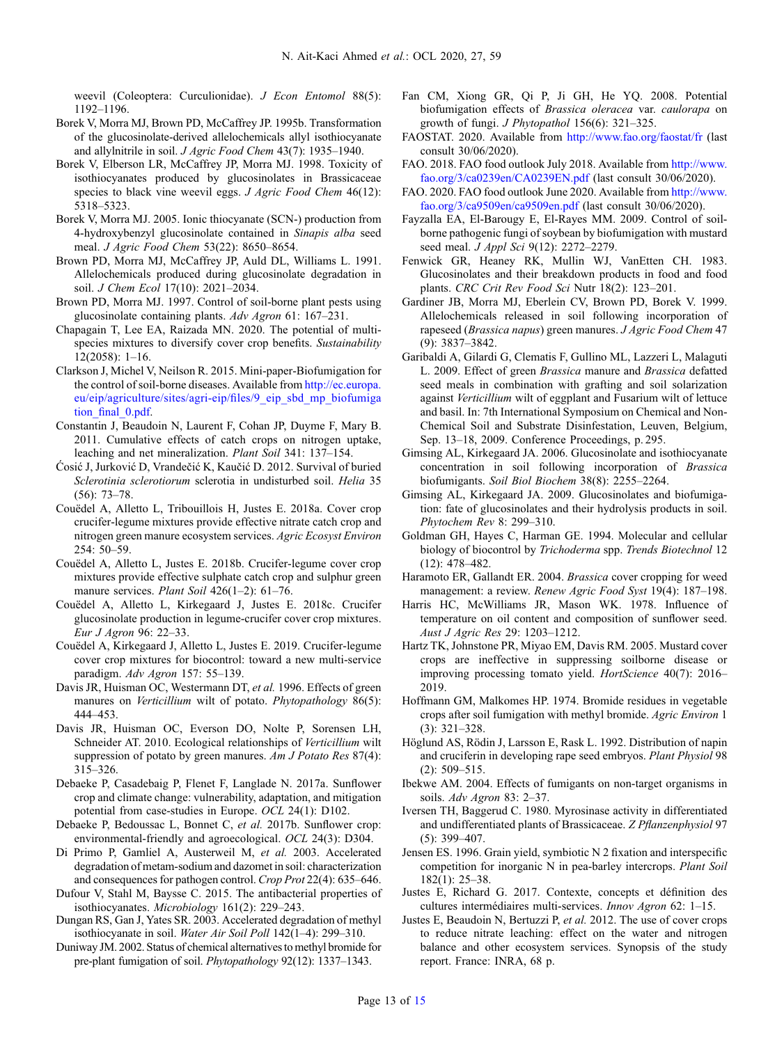weevil (Coleoptera: Curculionidae). *J Econ Entomol* 88(5): 1192–1196.

Borek V, Morra MJ, Brown PD, McCaffrey JP. 1995b. Transformation of the glucosinolate-derived allelochemicals allyl isothiocyanate and allylnitrile in soil. *J Agric Food Chem* 43(7): 1935–1940.

Borek V, Elberson LR, McCaffrey JP, Morra MJ. 1998. Toxicity of isothiocyanates produced by glucosinolates in Brassicaceae species to black vine weevil eggs. *J Agric Food Chem* 46(12): 5318–5323.

Borek V, Morra MJ. 2005. Ionic thiocyanate (SCN-) production from 4-hydroxybenzyl glucosinolate contained in *Sinapis alba* seed meal. *J Agric Food Chem* 53(22): 8650–8654.

Brown PD, Morra MJ, McCaffrey JP, Auld DL, Williams L. 1991. Allelochemicals produced during glucosinolate degradation in soil. *J Chem Ecol* 17(10): 2021–2034.

Brown PD, Morra MJ. 1997. Control of soil-borne plant pests using glucosinolate containing plants. *Adv Agron* 61: 167–231.

Chapagain T, Lee EA, Raizada MN. 2020. The potential of multi-species mixtures to diversify cover crop benefits. *Sustainability* 12(2058): 1–16.

Clarkson J, Michel V, Neilson R. 2015. Mini-paper-Biofumigation for the control of soil-borne diseases. Available from http://ec.europa.eu/eip/agriculture/sites/agri-eip/files/9_eip_sbd_mp_biofumigation_final_0.pdf.

Constantin J, Beaudoin N, Laurent F, Cohan JP, Duyme F, Mary B. 2011. Cumulative effects of catch crops on nitrogen uptake, leaching and net mineralization. *Plant Soil* 341: 137–154.

Ćosić J, Jurković D, Vrandečić K, Kaučić D. 2012. Survival of buried *Sclerotinia sclerotiorum* sclerotia in undisturbed soil. *Helia* 35 (56): 73–78.

Couëdel A, Alletto L, Tribouillois H, Justes E. 2018a. Cover crop crucifer-legume mixtures provide effective nitrate catch crop and nitrogen green manure ecosystem services. *Agric Ecosyst Environ* 254: 50–59.

Couëdel A, Alletto L, Justes E. 2018b. Crucifer-legume cover crop mixtures provide effective sulphate catch crop and sulphur green manure services. *Plant Soil* 426(1–2): 61–76.

Couëdel A, Alletto L, Kirkegaard J, Justes E. 2018c. Crucifer glucosinolate production in legume-crucifer cover crop mixtures. *Eur J Agron* 96: 22–33.

Couëdel A, Kirkegaard J, Alletto L, Justes E. 2019. Crucifer-legume cover crop mixtures for biocontrol: toward a new multi-service paradigm. *Adv Agron* 157: 55–139.

Davis JR, Huisman OC, Westermann DT, *et al.* 1996. Effects of green manures on *Verticillium* wilt of potato. *Phytopathology* 86(5): 444–453.

Davis JR, Huisman OC, Everson DO, Nolte P, Sorensen LH, Schneider AT. 2010. Ecological relationships of *Verticillium* wilt suppression of potato by green manures. *Am J Potato Res* 87(4): 315–326.

Debaeke P, Casadebaig P, Flenet F, Langlade N. 2017a. Sunflower crop and climate change: vulnerability, adaptation, and mitigation potential from case-studies in Europe. *OCL* 24(1): D102.

Debaeke P, Bedoussac L, Bonnet C, *et al.* 2017b. Sunflower crop: environmental-friendly and agroecological. *OCL* 24(3): D304.

Di Primo P, Gamliel A, Austerweil M, *et al.* 2003. Accelerated degradation of metam-sodium and dazomet in soil: characterization and consequences for pathogen control. *Crop Prot* 22(4): 635–646.

Dufour V, Stahl M, Baysse C. 2015. The antibacterial properties of isothiocyanates. *Microbiology* 161(2): 229–243.

Dungan RS, Gan J, Yates SR. 2003. Accelerated degradation of methyl isothiocyanate in soil. *Water Air Soil Poll* 142(1–4): 299–310.

Duniway JM. 2002. Status of chemical alternatives to methyl bromide for pre-plant fumigation of soil. *Phytopathology* 92(12): 1337–1343.

Fan CM, Xiong GR, Qi P, Ji GH, He YQ. 2008. Potential biofumigation effects of *Brassica oleracea* var. *caulorapa* on growth of fungi. *J Phytopathol* 156(6): 321–325.

FAOSTAT. 2020. Available from http://www.fao.org/faostat/fr (last consult 30/06/2020).

FAO. 2018. FAO food outlook July 2018. Available from http://www.fao.org/3/ca0239en/CA0239EN.pdf (last consult 30/06/2020).

FAO. 2020. FAO food outlook June 2020. Available from http://www.fao.org/3/ca9509en/ca9509en.pdf (last consult 30/06/2020).

Fayzalla EA, El-Barougy E, El-Rayes MM. 2009. Control of soil-borne pathogenic fungi of soybean by biofumigation with mustard seed meal. *J Appl Sci* 9(12): 2272–2279.

Fenwick GR, Heaney RK, Mullin WJ, VanEtten CH. 1983. Glucosinolates and their breakdown products in food and food plants. *CRC Crit Rev Food Sci* Nutr 18(2): 123–201.

Gardiner JB, Morra MJ, Eberlein CV, Brown PD, Borek V. 1999. Allelochemicals released in soil following incorporation of rapeseed (*Brassica napus*) green manures. *J Agric Food Chem* 47 (9): 3837–3842.

Garibaldi A, Gilardi G, Clematis F, Gullino ML, Lazzeri L, Malaguti L. 2009. Effect of green *Brassica* manure and *Brassica* defatted seed meals in combination with grafting and soil solarization against *Verticillium* wilt of eggplant and Fusarium wilt of lettuce and basil. In: 7th International Symposium on Chemical and Non-Chemical Soil and Substrate Disinfestation, Leuven, Belgium, Sep. 13–18, 2009. Conference Proceedings, p. 295.

Gimsing AL, Kirkegaard JA. 2006. Glucosinolate and isothiocyanate concentration in soil following incorporation of *Brassica* biofumigants. *Soil Biol Biochem* 38(8): 2255–2264.

Gimsing AL, Kirkegaard JA. 2009. Glucosinolates and biofumigation: fate of glucosinolates and their hydrolysis products in soil. *Phytochem Rev* 8: 299–310.

Goldman GH, Hayes C, Harman GE. 1994. Molecular and cellular biology of biocontrol by *Trichoderma* spp. *Trends Biotechnol* 12 (12): 478–482.

Haramoto ER, Gallandt ER. 2004. *Brassica* cover cropping for weed management: a review. *Renew Agric Food Syst* 19(4): 187–198.

Harris HC, McWilliams JR, Mason WK. 1978. Influence of temperature on oil content and composition of sunflower seed. *Aust J Agric Res* 29: 1203–1212.

Hartz TK, Johnstone PR, Miyao EM, Davis RM. 2005. Mustard cover crops are ineffective in suppressing soilborne disease or improving processing tomato yield. *HortScience* 40(7): 2016–2019.

Hoffmann GM, Malkomes HP. 1974. Bromide residues in vegetable crops after soil fumigation with methyl bromide. *Agric Environ* 1 (3): 321–328.

Höglund AS, Rödin J, Larsson E, Rask L. 1992. Distribution of napin and cruciferin in developing rape seed embryos. *Plant Physiol* 98 (2): 509–515.

Ibekwe AM. 2004. Effects of fumigants on non-target organisms in soils. *Adv Agron* 83: 2–37.

Iversen TH, Baggerud C. 1980. Myrosinase activity in differentiated and undifferentiated plants of Brassicaceae. *Z Pflanzenphysiol* 97 (5): 399–407.

Jensen ES. 1996. Grain yield, symbiotic N 2 fixation and interspecific competition for inorganic N in pea-barley intercrops. *Plant Soil* 182(1): 25–38.

Justes E, Richard G. 2017. Contexte, concepts et définition des cultures intermédiaires multi-services. *Innov Agron* 62: 1–15.

Justes E, Beaudoin N, Bertuzzi P, *et al.* 2012. The use of cover crops to reduce nitrate leaching: effect on the water and nitrogen balance and other ecosystem services. Synopsis of the study report. France: INRA, 68 p.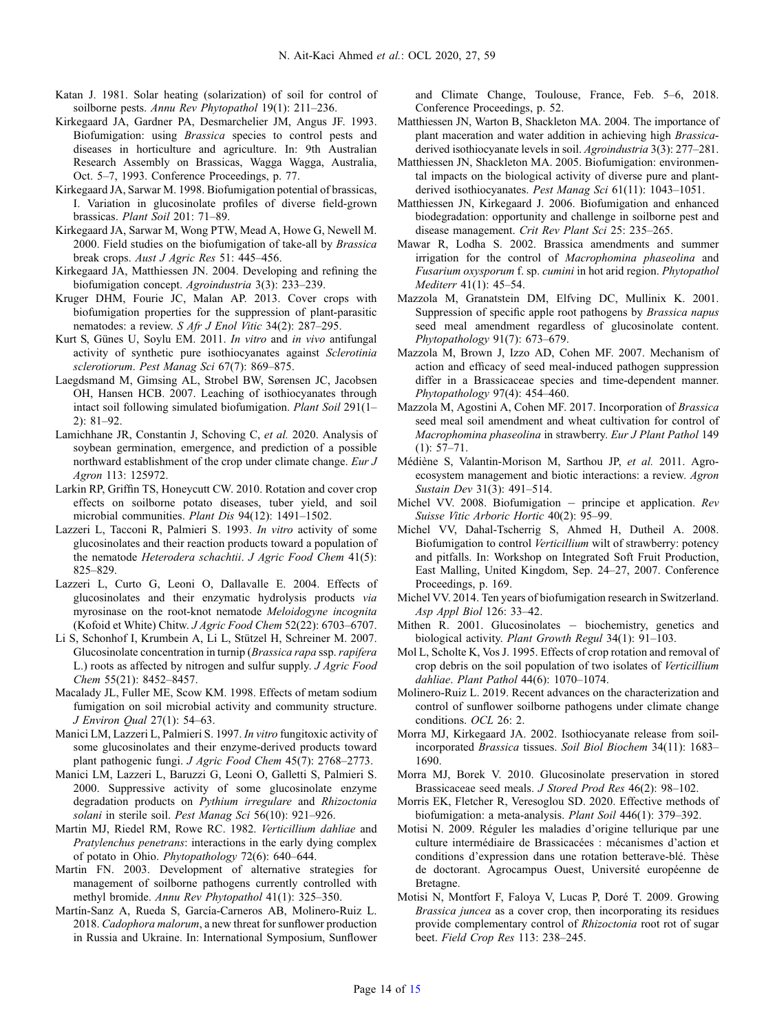Katan J. 1981. Solar heating (solarization) of soil for control of soilborne pests. *Annu Rev Phytopathol* 19(1): 211–236.

Kirkegaard JA, Gardner PA, Desmarchelier JM, Angus JF. 1993. Biofumigation: using *Brassica* species to control pests and diseases in horticulture and agriculture. In: 9th Australian Research Assembly on Brassicas, Wagga Wagga, Australia, Oct. 5–7, 1993. Conference Proceedings, p. 77.

Kirkegaard JA, Sarwar M. 1998. Biofumigation potential of brassicas, I. Variation in glucosinolate profiles of diverse field-grown brassicas. *Plant Soil* 201: 71–89.

Kirkegaard JA, Sarwar M, Wong PTW, Mead A, Howe G, Newell M. 2000. Field studies on the biofumigation of take-all by *Brassica* break crops. *Aust J Agric Res* 51: 445–456.

Kirkegaard JA, Matthiessen JN. 2004. Developing and refining the biofumigation concept. *Agroindustria* 3(3): 233–239.

Kruger DHM, Fourie JC, Malan AP. 2013. Cover crops with biofumigation properties for the suppression of plant-parasitic nematodes: a review. *S Afr J Enol Vitic* 34(2): 287–295.

Kurt S, Günes U, Soylu EM. 2011. *In vitro* and *in vivo* antifungal activity of synthetic pure isothiocyanates against *Sclerotinia sclerotiorum*. *Pest Manag Sci* 67(7): 869–875.

Laegdsmand M, Gimsing AL, Strobel BW, Sørensen JC, Jacobsen OH, Hansen HCB. 2007. Leaching of isothiocyanates through intact soil following simulated biofumigation. *Plant Soil* 291(1–2): 81–92.

Lamichhane JR, Constantin J, Schoving C, *et al.* 2020. Analysis of soybean germination, emergence, and prediction of a possible northward establishment of the crop under climate change. *Eur J Agron* 113: 125972.

Larkin RP, Griffin TS, Honeycutt CW. 2010. Rotation and cover crop effects on soilborne potato diseases, tuber yield, and soil microbial communities. *Plant Dis* 94(12): 1491–1502.

Lazzeri L, Tacconi R, Palmieri S. 1993. *In vitro* activity of some glucosinolates and their reaction products toward a population of the nematode *Heterodera schachtii*. *J Agric Food Chem* 41(5): 825–829.

Lazzeri L, Curto G, Leoni O, Dallavalle E. 2004. Effects of glucosinolates and their enzymatic hydrolysis products *via* myrosinase on the root-knot nematode *Meloidogyne incognita* (Kofoid et White) Chitw. *J Agric Food Chem* 52(22): 6703–6707.

Li S, Schonhof I, Krumbein A, Li L, Stützel H, Schreiner M. 2007. Glucosinolate concentration in turnip (*Brassica rapa* ssp. *rapifera* L.) roots as affected by nitrogen and sulfur supply. *J Agric Food Chem* 55(21): 8452–8457.

Macalady JL, Fuller ME, Scow KM. 1998. Effects of metam sodium fumigation on soil microbial activity and community structure. *J Environ Qual* 27(1): 54–63.

Manici LM, Lazzeri L, Palmieri S. 1997. *In vitro* fungitoxic activity of some glucosinolates and their enzyme-derived products toward plant pathogenic fungi. *J Agric Food Chem* 45(7): 2768–2773.

Manici LM, Lazzeri L, Baruzzi G, Leoni O, Galletti S, Palmieri S. 2000. Suppressive activity of some glucosinolate enzyme degradation products on *Pythium irregulare* and *Rhizoctonia solani* in sterile soil. *Pest Manag Sci* 56(10): 921–926.

Martin MJ, Riedel RM, Rowe RC. 1982. *Verticillium dahliae* and *Pratylenchus penetrans*: interactions in the early dying complex of potato in Ohio. *Phytopathology* 72(6): 640–644.

Martin FN. 2003. Development of alternative strategies for management of soilborne pathogens currently controlled with methyl bromide. *Annu Rev Phytopathol* 41(1): 325–350.

Martín-Sanz A, Rueda S, García-Carneros AB, Molinero-Ruiz L. 2018. *Cadophora malorum*, a new threat for sunflower production in Russia and Ukraine. In: International Symposium, Sunflower and Climate Change, Toulouse, France, Feb. 5–6, 2018. Conference Proceedings, p. 52.

Matthiessen JN, Warton B, Shackleton MA. 2004. The importance of plant maceration and water addition in achieving high *Brassica*-derived isothiocyanate levels in soil. *Agroindustria* 3(3): 277–281.

Matthiessen JN, Shackleton MA. 2005. Biofumigation: environmental impacts on the biological activity of diverse pure and plant-derived isothiocyanates. *Pest Manag Sci* 61(11): 1043–1051.

Matthiessen JN, Kirkegaard J. 2006. Biofumigation and enhanced biodegradation: opportunity and challenge in soilborne pest and disease management. *Crit Rev Plant Sci* 25: 235–265.

Mawar R, Lodha S. 2002. Brassica amendments and summer irrigation for the control of *Macrophomina phaseolina* and *Fusarium oxysporum* f. sp. *cumini* in hot arid region. *Phytopathol Mediterr* 41(1): 45–54.

Mazzola M, Granatstein DM, Elfving DC, Mullinix K. 2001. Suppression of specific apple root pathogens by *Brassica napus* seed meal amendment regardless of glucosinolate content. *Phytopathology* 91(7): 673–679.

Mazzola M, Brown J, Izzo AD, Cohen MF. 2007. Mechanism of action and efficacy of seed meal-induced pathogen suppression differ in a Brassicaceae species and time-dependent manner. *Phytopathology* 97(4): 454–460.

Mazzola M, Agostini A, Cohen MF. 2017. Incorporation of *Brassica* seed meal soil amendment and wheat cultivation for control of *Macrophomina phaseolina* in strawberry. *Eur J Plant Pathol* 149 (1): 57–71.

Médiène S, Valantin-Morison M, Sarthou JP, *et al.* 2011. Agroecosystem management and biotic interactions: a review. *Agron Sustain Dev* 31(3): 491–514.

Michel VV. 2008. Biofumigation – principe et application. *Rev Suisse Vitic Arboric Hortic* 40(2): 95–99.

Michel VV, Dahal-Tscherrig S, Ahmed H, Dutheil A. 2008. Biofumigation to control *Verticillium* wilt of strawberry: potency and pitfalls. In: Workshop on Integrated Soft Fruit Production, East Malling, United Kingdom, Sep. 24–27, 2007. Conference Proceedings, p. 169.

Michel VV. 2014. Ten years of biofumigation research in Switzerland. *Asp Appl Biol* 126: 33–42.

Mithen R. 2001. Glucosinolates – biochemistry, genetics and biological activity. *Plant Growth Regul* 34(1): 91–103.

Mol L, Scholte K, Vos J. 1995. Effects of crop rotation and removal of crop debris on the soil population of two isolates of *Verticillium dahliae*. *Plant Pathol* 44(6): 1070–1074.

Molinero-Ruiz L. 2019. Recent advances on the characterization and control of sunflower soilborne pathogens under climate change conditions. *OCL* 26: 2.

Morra MJ, Kirkegaard JA. 2002. Isothiocyanate release from soil-incorporated *Brassica* tissues. *Soil Biol Biochem* 34(11): 1683–1690.

Morra MJ, Borek V. 2010. Glucosinolate preservation in stored Brassicaceae seed meals. *J Stored Prod Res* 46(2): 98–102.

Morris EK, Fletcher R, Veresoglou SD. 2020. Effective methods of biofumigation: a meta-analysis. *Plant Soil* 446(1): 379–392.

Motisi N. 2009. Réguler les maladies d'origine tellurique par une culture intermédiaire de Brassicacées : mécanismes d'action et conditions d'expression dans une rotation betterave-blé. Thèse de doctorant. Agrocampus Ouest, Université européenne de Bretagne.

Motisi N, Montfort F, Faloya V, Lucas P, Doré T. 2009. Growing *Brassica juncea* as a cover crop, then incorporating its residues provide complementary control of *Rhizoctonia* root rot of sugar beet. *Field Crop Res* 113: 238–245.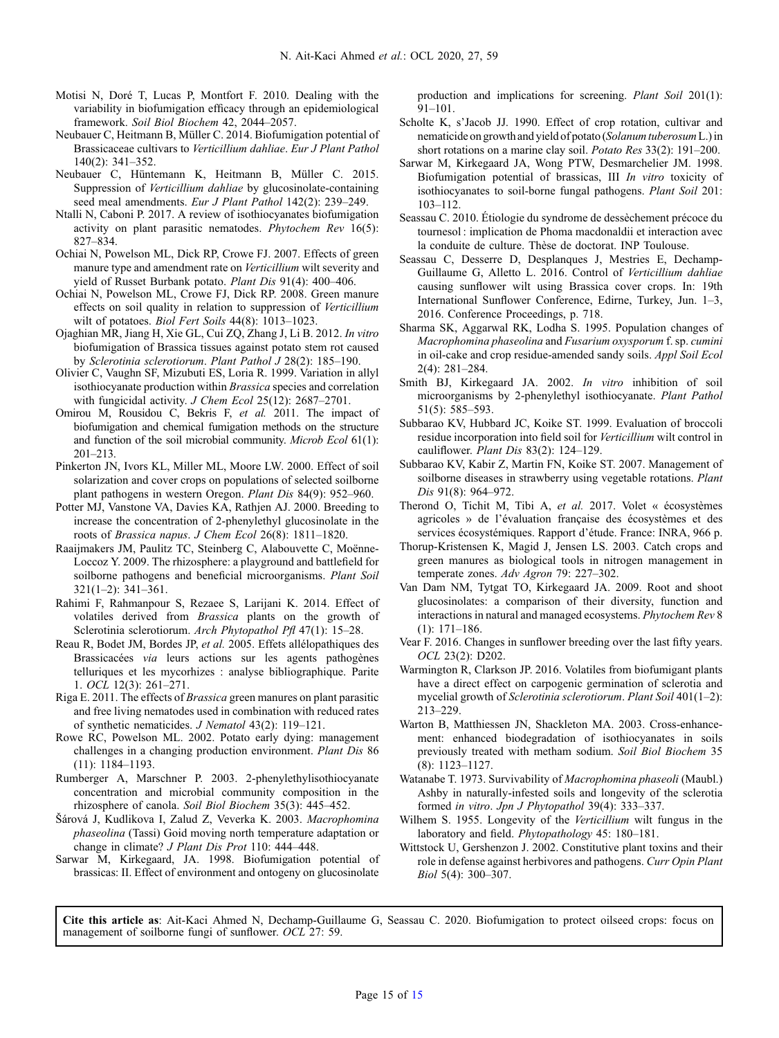Motisi N, Doré T, Lucas P, Montfort F. 2010. Dealing with the variability in biofumigation efficacy through an epidemiological framework. *Soil Biol Biochem* 42, 2044–2057.

Neubauer C, Heitmann B, Müller C. 2014. Biofumigation potential of Brassicaceae cultivars to *Verticillium dahliae*. *Eur J Plant Pathol* 140(2): 341–352.

Neubauer C, Hüntemann K, Heitmann B, Müller C. 2015. Suppression of *Verticillium dahliae* by glucosinolate-containing seed meal amendments. *Eur J Plant Pathol* 142(2): 239–249.

Ntalli N, Caboni P. 2017. A review of isothiocyanates biofumigation activity on plant parasitic nematodes. *Phytochem Rev* 16(5): 827–834.

Ochiai N, Powelson ML, Dick RP, Crowe FJ. 2007. Effects of green manure type and amendment rate on *Verticillium* wilt severity and yield of Russet Burbank potato. *Plant Dis* 91(4): 400–406.

Ochiai N, Powelson ML, Crowe FJ, Dick RP. 2008. Green manure effects on soil quality in relation to suppression of *Verticillium* wilt of potatoes. *Biol Fert Soils* 44(8): 1013–1023.

Ojaghian MR, Jiang H, Xie GL, Cui ZQ, Zhang J, Li B. 2012. *In vitro* biofumigation of Brassica tissues against potato stem rot caused by *Sclerotinia sclerotiorum*. *Plant Pathol J* 28(2): 185–190.

Olivier C, Vaughn SF, Mizubuti ES, Loria R. 1999. Variation in allyl isothiocyanate production within *Brassica* species and correlation with fungicidal activity. *J Chem Ecol* 25(12): 2687–2701.

Omirou M, Rousidou C, Bekris F, *et al.* 2011. The impact of biofumigation and chemical fumigation methods on the structure and function of the soil microbial community. *Microb Ecol* 61(1): 201–213.

Pinkerton JN, Ivors KL, Miller ML, Moore LW. 2000. Effect of soil solarization and cover crops on populations of selected soilborne plant pathogens in western Oregon. *Plant Dis* 84(9): 952–960.

Potter MJ, Vanstone VA, Davies KA, Rathjen AJ. 2000. Breeding to increase the concentration of 2-phenylethyl glucosinolate in the roots of *Brassica napus*. *J Chem Ecol* 26(8): 1811–1820.

Raaijmakers JM, Paulitz TC, Steinberg C, Alabouvette C, Moënne-Loccoz Y. 2009. The rhizosphere: a playground and battlefield for soilborne pathogens and beneficial microorganisms. *Plant Soil* 321(1–2): 341–361.

Rahimi F, Rahmanpour S, Rezaee S, Larijani K. 2014. Effect of volatiles derived from *Brassica* plants on the growth of Sclerotinia sclerotiorum. *Arch Phytopathol Pfl* 47(1): 15–28.

Reau R, Bodet JM, Bordes JP, *et al.* 2005. Effets allélopathiques des Brassicacées *via* leurs actions sur les agents pathogènes telluriques et les mycorhizes : analyse bibliographique. Parite 1. *OCL* 12(3): 261–271.

Riga E. 2011. The effects of *Brassica* green manures on plant parasitic and free living nematodes used in combination with reduced rates of synthetic nematicides. *J Nematol* 43(2): 119–121.

Rowe RC, Powelson ML. 2002. Potato early dying: management challenges in a changing production environment. *Plant Dis* 86 (11): 1184–1193.

Rumberger A, Marschner P. 2003. 2-phenylethylisothiocyanate concentration and microbial community composition in the rhizosphere of canola. *Soil Biol Biochem* 35(3): 445–452.

Šárová J, Kudlikova I, Zalud Z, Veverka K. 2003. *Macrophomina phaseolina* (Tassi) Goid moving north temperature adaptation or change in climate? *J Plant Dis Prot* 110: 444–448.

Sarwar M, Kirkegaard, JA. 1998. Biofumigation potential of brassicas: II. Effect of environment and ontogeny on glucosinolate production and implications for screening. *Plant Soil* 201(1): 91–101.

Scholte K, s'Jacob JJ. 1990. Effect of crop rotation, cultivar and nematicide on growth and yield of potato (*Solanum tuberosum* L.) in short rotations on a marine clay soil. *Potato Res* 33(2): 191–200.

Sarwar M, Kirkegaard JA, Wong PTW, Desmarchelier JM. 1998. Biofumigation potential of brassicas, III *In vitro* toxicity of isothiocyanates to soil-borne fungal pathogens. *Plant Soil* 201: 103–112.

Seassau C. 2010. Étiologie du syndrome de dessèchement précoce du tournesol : implication de Phoma macdonaldii et interaction avec la conduite de culture. Thèse de doctorat. INP Toulouse.

Seassau C, Desserre D, Desplanques J, Mestries E, Dechamp-Guillaume G, Alletto L. 2016. Control of *Verticillium dahliae* causing sunflower wilt using Brassica cover crops. In: 19th International Sunflower Conference, Edirne, Turkey, Jun. 1–3, 2016. Conference Proceedings, p. 718.

Sharma SK, Aggarwal RK, Lodha S. 1995. Population changes of *Macrophomina phaseolina* and *Fusarium oxysporum* f. sp. *cumini* in oil-cake and crop residue-amended sandy soils. *Appl Soil Ecol* 2(4): 281–284.

Smith BJ, Kirkegaard JA. 2002. *In vitro* inhibition of soil microorganisms by 2-phenylethyl isothiocyanate. *Plant Pathol* 51(5): 585–593.

Subbarao KV, Hubbard JC, Koike ST. 1999. Evaluation of broccoli residue incorporation into field soil for *Verticillium* wilt control in cauliflower. *Plant Dis* 83(2): 124–129.

Subbarao KV, Kabir Z, Martin FN, Koike ST. 2007. Management of soilborne diseases in strawberry using vegetable rotations. *Plant Dis* 91(8): 964–972.

Therond O, Tichit M, Tibi A, *et al.* 2017. Volet « écosystèmes agricoles » de l'évaluation française des écosystèmes et des services écosystémiques. Rapport d'étude. France: INRA, 966 p.

Thorup-Kristensen K, Magid J, Jensen LS. 2003. Catch crops and green manures as biological tools in nitrogen management in temperate zones. *Adv Agron* 79: 227–302.

Van Dam NM, Tytgat TO, Kirkegaard JA. 2009. Root and shoot glucosinolates: a comparison of their diversity, function and interactions in natural and managed ecosystems. *Phytochem Rev* 8 (1): 171–186.

Vear F. 2016. Changes in sunflower breeding over the last fifty years. *OCL* 23(2): D202.

Warmington R, Clarkson JP. 2016. Volatiles from biofumigant plants have a direct effect on carpogenic germination of sclerotia and mycelial growth of *Sclerotinia sclerotiorum*. *Plant Soil* 401(1–2): 213–229.

Warton B, Matthiessen JN, Shackleton MA. 2003. Cross-enhancement: enhanced biodegradation of isothiocyanates in soils previously treated with metham sodium. *Soil Biol Biochem* 35 (8): 1123–1127.

Watanabe T. 1973. Survivability of *Macrophomina phaseoli* (Maubl.) Ashby in naturally-infested soils and longevity of the sclerotia formed *in vitro*. *Jpn J Phytopathol* 39(4): 333–337.

Wilhem S. 1955. Longevity of the *Verticillium* wilt fungus in the laboratory and field. *Phytopathology* 45: 180–181.

Wittstock U, Gershenzon J. 2002. Constitutive plant toxins and their role in defense against herbivores and pathogens. *Curr Opin Plant Biol* 5(4): 300–307.

**Cite this article as**: Ait-Kaci Ahmed N, Dechamp-Guillaume G, Seassau C. 2020. Biofumigation to protect oilseed crops: focus on management of soilborne fungi of sunflower. *OCL* 27: 59.